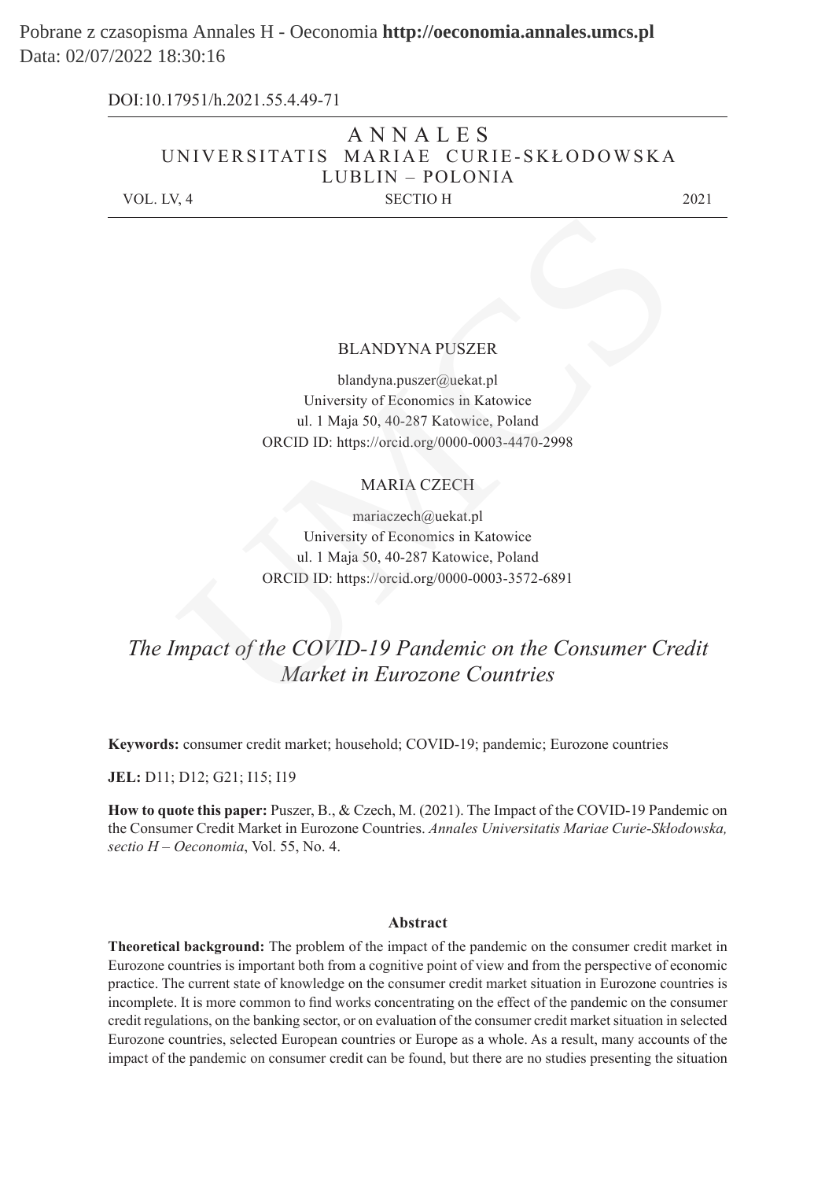DOI:10.17951/h.2021.55.4.49-71

ANNALES
UNIVERSITATIS MARIAE CURIE-SKŁODOWSKA
LUBLIN – POLONIA

VOL. LV, 4 SECTIO H 2021

BLANDYNA PUSZER

blandyna.puszer@uekat.pl
University of Economics in Katowice
ul. 1 Maja 50, 40-287 Katowice, Poland
ORCID ID: https://orcid.org/0000-0003-4470-2998

MARIA CZECH

mariaczech@uekat.pl
University of Economics in Katowice
ul. 1 Maja 50, 40-287 Katowice, Poland
ORCID ID: https://orcid.org/0000-0003-3572-6891

# *The Impact of the COVID-19 Pandemic on the Consumer Credit Market in Eurozone Countries*

**Keywords:** consumer credit market; household; COVID-19; pandemic; Eurozone countries

**JEL:** D11; D12; G21; I15; I19

**How to quote this paper:** Puszer, B., & Czech, M. (2021). The Impact of the COVID-19 Pandemic on the Consumer Credit Market in Eurozone Countries. *Annales Universitatis Mariae Curie-Skłodowska, sectio H – Oeconomia*, Vol. 55, No. 4.

## Abstract

**Theoretical background:** The problem of the impact of the pandemic on the consumer credit market in Eurozone countries is important both from a cognitive point of view and from the perspective of economic practice. The current state of knowledge on the consumer credit market situation in Eurozone countries is incomplete. It is more common to find works concentrating on the effect of the pandemic on the consumer credit regulations, on the banking sector, or on evaluation of the consumer credit market situation in selected Eurozone countries, selected European countries or Europe as a whole. As a result, many accounts of the impact of the pandemic on consumer credit can be found, but there are no studies presenting the situation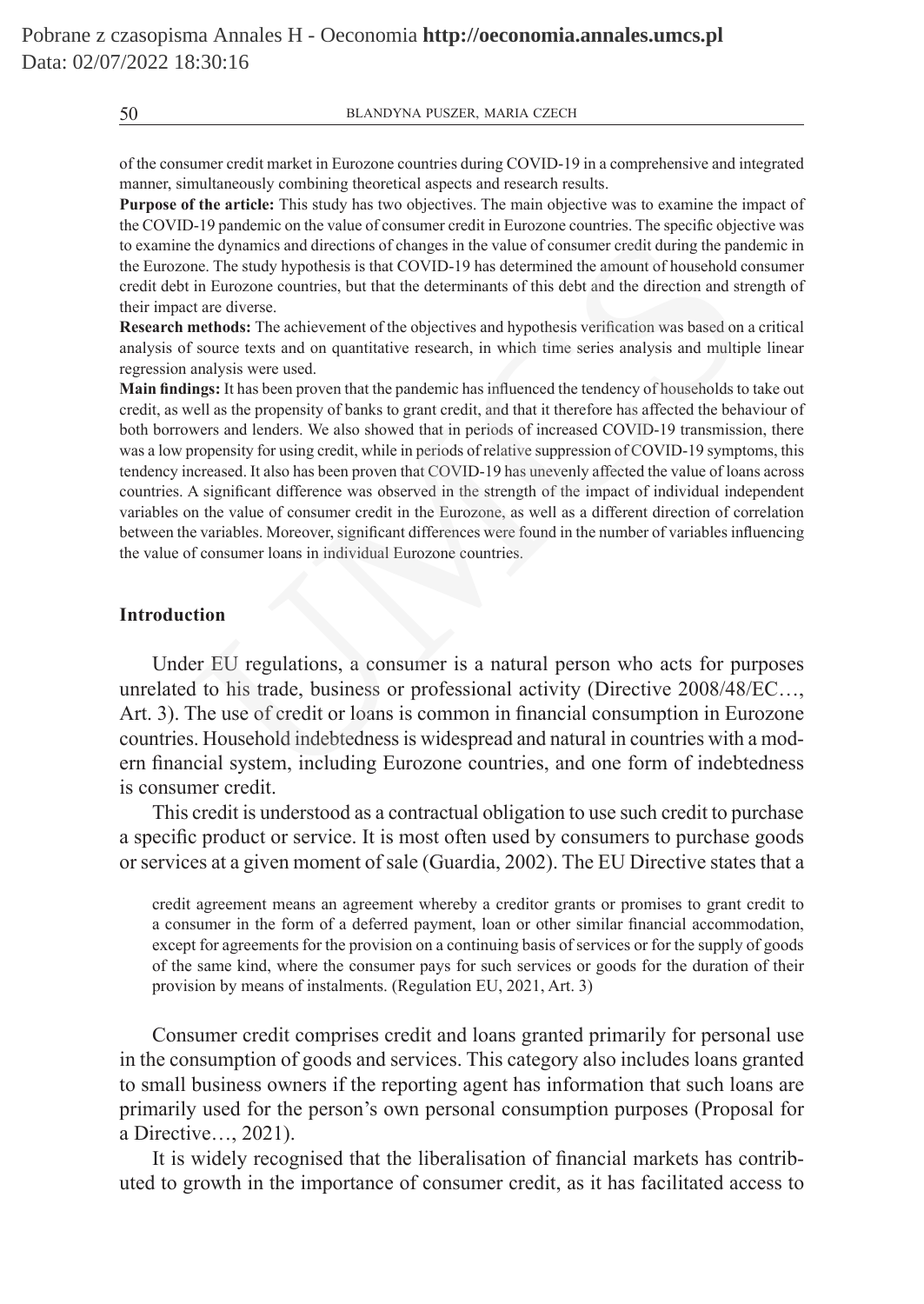of the consumer credit market in Eurozone countries during COVID-19 in a comprehensive and integrated manner, simultaneously combining theoretical aspects and research results.

**Purpose of the article:** This study has two objectives. The main objective was to examine the impact of the COVID-19 pandemic on the value of consumer credit in Eurozone countries. The specific objective was to examine the dynamics and directions of changes in the value of consumer credit during the pandemic in the Eurozone. The study hypothesis is that COVID-19 has determined the amount of household consumer credit debt in Eurozone countries, but that the determinants of this debt and the direction and strength of their impact are diverse.

**Research methods:** The achievement of the objectives and hypothesis verification was based on a critical analysis of source texts and on quantitative research, in which time series analysis and multiple linear regression analysis were used.

**Main findings:** It has been proven that the pandemic has influenced the tendency of households to take out credit, as well as the propensity of banks to grant credit, and that it therefore has affected the behaviour of both borrowers and lenders. We also showed that in periods of increased COVID-19 transmission, there was a low propensity for using credit, while in periods of relative suppression of COVID-19 symptoms, this tendency increased. It also has been proven that COVID-19 has unevenly affected the value of loans across countries. A significant difference was observed in the strength of the impact of individual independent variables on the value of consumer credit in the Eurozone, as well as a different direction of correlation between the variables. Moreover, significant differences were found in the number of variables influencing the value of consumer loans in individual Eurozone countries.

## Introduction

Under EU regulations, a consumer is a natural person who acts for purposes unrelated to his trade, business or professional activity (Directive 2008/48/EC…, Art. 3). The use of credit or loans is common in financial consumption in Eurozone countries. Household indebtedness is widespread and natural in countries with a modern financial system, including Eurozone countries, and one form of indebtedness is consumer credit.

This credit is understood as a contractual obligation to use such credit to purchase a specific product or service. It is most often used by consumers to purchase goods or services at a given moment of sale (Guardia, 2002). The EU Directive states that a

> credit agreement means an agreement whereby a creditor grants or promises to grant credit to a consumer in the form of a deferred payment, loan or other similar financial accommodation, except for agreements for the provision on a continuing basis of services or for the supply of goods of the same kind, where the consumer pays for such services or goods for the duration of their provision by means of instalments. (Regulation EU, 2021, Art. 3)

Consumer credit comprises credit and loans granted primarily for personal use in the consumption of goods and services. This category also includes loans granted to small business owners if the reporting agent has information that such loans are primarily used for the person's own personal consumption purposes (Proposal for a Directive…, 2021).

It is widely recognised that the liberalisation of financial markets has contributed to growth in the importance of consumer credit, as it has facilitated access to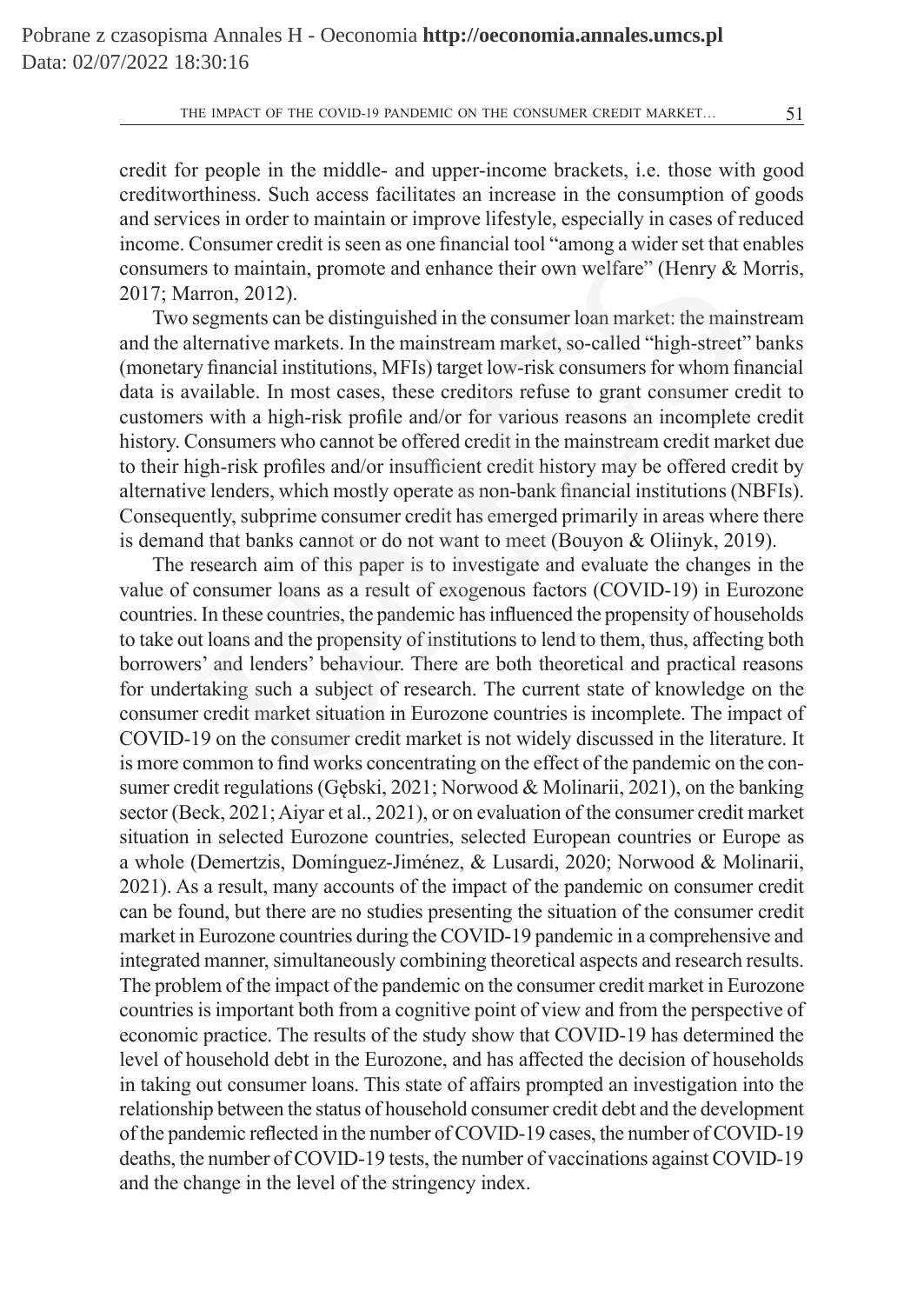credit for people in the middle- and upper-income brackets, i.e. those with good creditworthiness. Such access facilitates an increase in the consumption of goods and services in order to maintain or improve lifestyle, especially in cases of reduced income. Consumer credit is seen as one financial tool "among a wider set that enables consumers to maintain, promote and enhance their own welfare" (Henry & Morris, 2017; Marron, 2012).

Two segments can be distinguished in the consumer loan market: the mainstream and the alternative markets. In the mainstream market, so-called "high-street" banks (monetary financial institutions, MFIs) target low-risk consumers for whom financial data is available. In most cases, these creditors refuse to grant consumer credit to customers with a high-risk profile and/or for various reasons an incomplete credit history. Consumers who cannot be offered credit in the mainstream credit market due to their high-risk profiles and/or insufficient credit history may be offered credit by alternative lenders, which mostly operate as non-bank financial institutions (NBFIs). Consequently, subprime consumer credit has emerged primarily in areas where there is demand that banks cannot or do not want to meet (Bouyon & Oliinyk, 2019).

The research aim of this paper is to investigate and evaluate the changes in the value of consumer loans as a result of exogenous factors (COVID-19) in Eurozone countries. In these countries, the pandemic has influenced the propensity of households to take out loans and the propensity of institutions to lend to them, thus, affecting both borrowers' and lenders' behaviour. There are both theoretical and practical reasons for undertaking such a subject of research. The current state of knowledge on the consumer credit market situation in Eurozone countries is incomplete. The impact of COVID-19 on the consumer credit market is not widely discussed in the literature. It is more common to find works concentrating on the effect of the pandemic on the consumer credit regulations (Gębski, 2021; Norwood & Molinarii, 2021), on the banking sector (Beck, 2021; Aiyar et al., 2021), or on evaluation of the consumer credit market situation in selected Eurozone countries, selected European countries or Europe as a whole (Demertzis, Domínguez-Jiménez, & Lusardi, 2020; Norwood & Molinarii, 2021). As a result, many accounts of the impact of the pandemic on consumer credit can be found, but there are no studies presenting the situation of the consumer credit market in Eurozone countries during the COVID-19 pandemic in a comprehensive and integrated manner, simultaneously combining theoretical aspects and research results. The problem of the impact of the pandemic on the consumer credit market in Eurozone countries is important both from a cognitive point of view and from the perspective of economic practice. The results of the study show that COVID-19 has determined the level of household debt in the Eurozone, and has affected the decision of households in taking out consumer loans. This state of affairs prompted an investigation into the relationship between the status of household consumer credit debt and the development of the pandemic reflected in the number of COVID-19 cases, the number of COVID-19 deaths, the number of COVID-19 tests, the number of vaccinations against COVID-19 and the change in the level of the stringency index.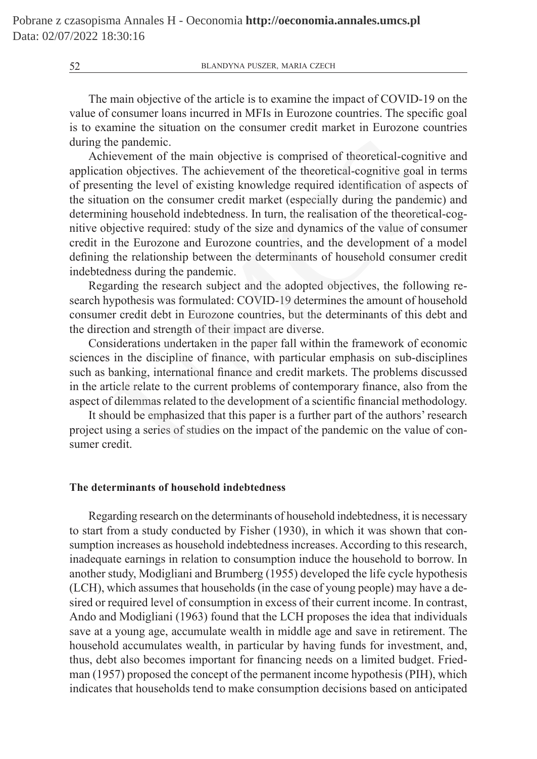The main objective of the article is to examine the impact of COVID-19 on the value of consumer loans incurred in MFIs in Eurozone countries. The specific goal is to examine the situation on the consumer credit market in Eurozone countries during the pandemic.

Achievement of the main objective is comprised of theoretical-cognitive and application objectives. The achievement of the theoretical-cognitive goal in terms of presenting the level of existing knowledge required identification of aspects of the situation on the consumer credit market (especially during the pandemic) and determining household indebtedness. In turn, the realisation of the theoretical-cognitive objective required: study of the size and dynamics of the value of consumer credit in the Eurozone and Eurozone countries, and the development of a model defining the relationship between the determinants of household consumer credit indebtedness during the pandemic.

Regarding the research subject and the adopted objectives, the following research hypothesis was formulated: COVID-19 determines the amount of household consumer credit debt in Eurozone countries, but the determinants of this debt and the direction and strength of their impact are diverse.

Considerations undertaken in the paper fall within the framework of economic sciences in the discipline of finance, with particular emphasis on sub-disciplines such as banking, international finance and credit markets. The problems discussed in the article relate to the current problems of contemporary finance, also from the aspect of dilemmas related to the development of a scientific financial methodology.

It should be emphasized that this paper is a further part of the authors' research project using a series of studies on the impact of the pandemic on the value of consumer credit.

### The determinants of household indebtedness

Regarding research on the determinants of household indebtedness, it is necessary to start from a study conducted by Fisher (1930), in which it was shown that consumption increases as household indebtedness increases. According to this research, inadequate earnings in relation to consumption induce the household to borrow. In another study, Modigliani and Brumberg (1955) developed the life cycle hypothesis (LCH), which assumes that households (in the case of young people) may have a desired or required level of consumption in excess of their current income. In contrast, Ando and Modigliani (1963) found that the LCH proposes the idea that individuals save at a young age, accumulate wealth in middle age and save in retirement. The household accumulates wealth, in particular by having funds for investment, and, thus, debt also becomes important for financing needs on a limited budget. Friedman (1957) proposed the concept of the permanent income hypothesis (PIH), which indicates that households tend to make consumption decisions based on anticipated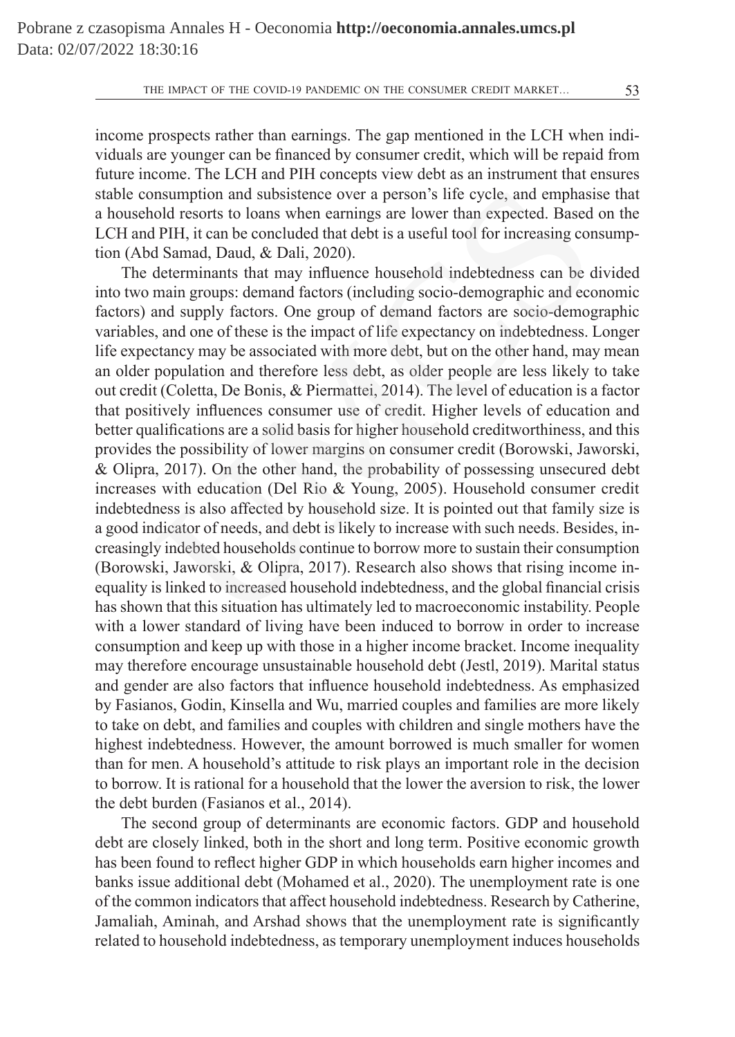income prospects rather than earnings. The gap mentioned in the LCH when individuals are younger can be financed by consumer credit, which will be repaid from future income. The LCH and PIH concepts view debt as an instrument that ensures stable consumption and subsistence over a person's life cycle, and emphasise that a household resorts to loans when earnings are lower than expected. Based on the LCH and PIH, it can be concluded that debt is a useful tool for increasing consumption (Abd Samad, Daud, & Dali, 2020).

The determinants that may influence household indebtedness can be divided into two main groups: demand factors (including socio-demographic and economic factors) and supply factors. One group of demand factors are socio-demographic variables, and one of these is the impact of life expectancy on indebtedness. Longer life expectancy may be associated with more debt, but on the other hand, may mean an older population and therefore less debt, as older people are less likely to take out credit (Coletta, De Bonis, & Piermattei, 2014). The level of education is a factor that positively influences consumer use of credit. Higher levels of education and better qualifications are a solid basis for higher household creditworthiness, and this provides the possibility of lower margins on consumer credit (Borowski, Jaworski, & Olipra, 2017). On the other hand, the probability of possessing unsecured debt increases with education (Del Rio & Young, 2005). Household consumer credit indebtedness is also affected by household size. It is pointed out that family size is a good indicator of needs, and debt is likely to increase with such needs. Besides, increasingly indebted households continue to borrow more to sustain their consumption (Borowski, Jaworski, & Olipra, 2017). Research also shows that rising income inequality is linked to increased household indebtedness, and the global financial crisis has shown that this situation has ultimately led to macroeconomic instability. People with a lower standard of living have been induced to borrow in order to increase consumption and keep up with those in a higher income bracket. Income inequality may therefore encourage unsustainable household debt (Jestl, 2019). Marital status and gender are also factors that influence household indebtedness. As emphasized by Fasianos, Godin, Kinsella and Wu, married couples and families are more likely to take on debt, and families and couples with children and single mothers have the highest indebtedness. However, the amount borrowed is much smaller for women than for men. A household's attitude to risk plays an important role in the decision to borrow. It is rational for a household that the lower the aversion to risk, the lower the debt burden (Fasianos et al., 2014).

The second group of determinants are economic factors. GDP and household debt are closely linked, both in the short and long term. Positive economic growth has been found to reflect higher GDP in which households earn higher incomes and banks issue additional debt (Mohamed et al., 2020). The unemployment rate is one of the common indicators that affect household indebtedness. Research by Catherine, Jamaliah, Aminah, and Arshad shows that the unemployment rate is significantly related to household indebtedness, as temporary unemployment induces households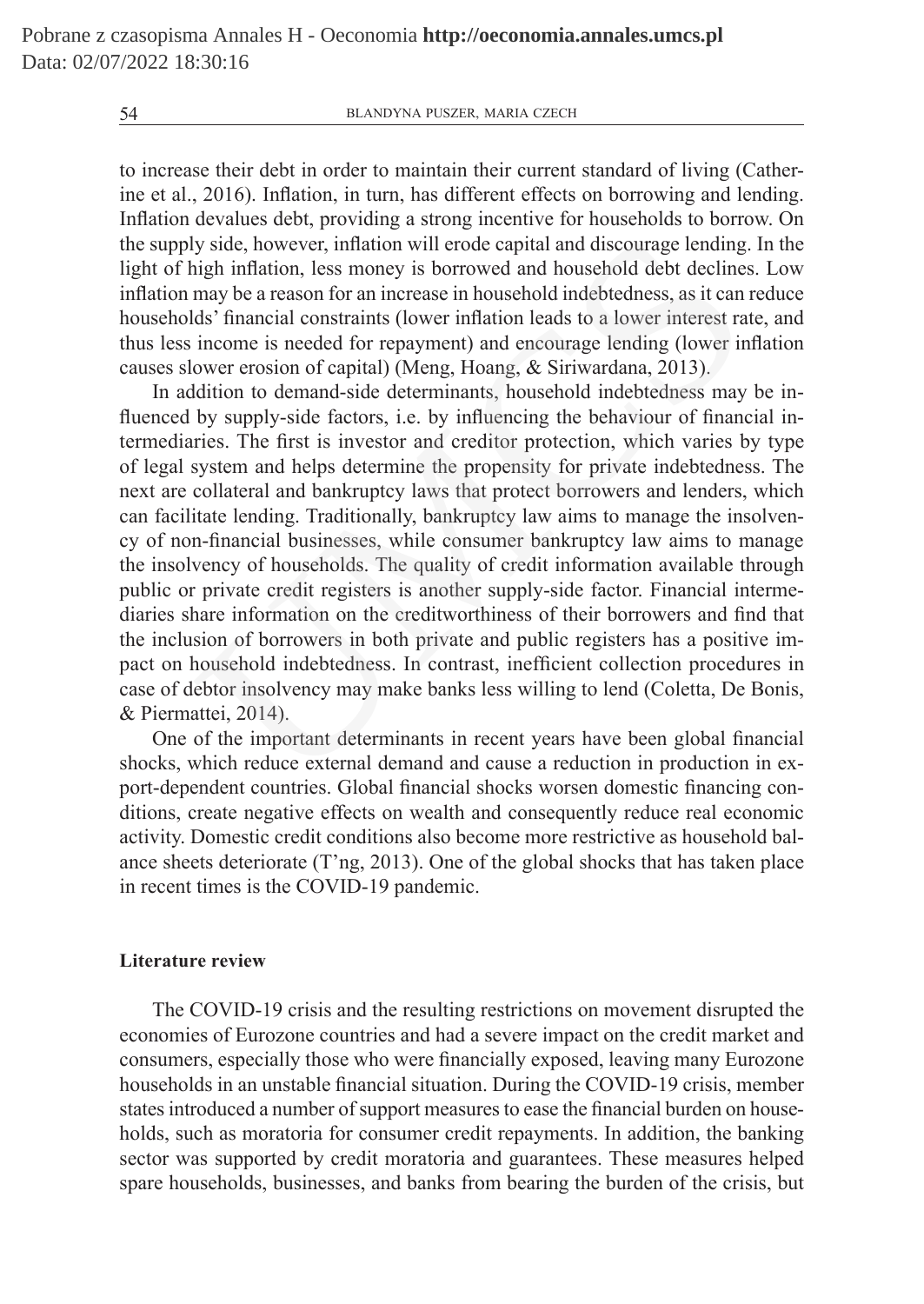to increase their debt in order to maintain their current standard of living (Catherine et al., 2016). Inflation, in turn, has different effects on borrowing and lending. Inflation devalues debt, providing a strong incentive for households to borrow. On the supply side, however, inflation will erode capital and discourage lending. In the light of high inflation, less money is borrowed and household debt declines. Low inflation may be a reason for an increase in household indebtedness, as it can reduce households' financial constraints (lower inflation leads to a lower interest rate, and thus less income is needed for repayment) and encourage lending (lower inflation causes slower erosion of capital) (Meng, Hoang, & Siriwardana, 2013).

In addition to demand-side determinants, household indebtedness may be influenced by supply-side factors, i.e. by influencing the behaviour of financial intermediaries. The first is investor and creditor protection, which varies by type of legal system and helps determine the propensity for private indebtedness. The next are collateral and bankruptcy laws that protect borrowers and lenders, which can facilitate lending. Traditionally, bankruptcy law aims to manage the insolvency of non-financial businesses, while consumer bankruptcy law aims to manage the insolvency of households. The quality of credit information available through public or private credit registers is another supply-side factor. Financial intermediaries share information on the creditworthiness of their borrowers and find that the inclusion of borrowers in both private and public registers has a positive impact on household indebtedness. In contrast, inefficient collection procedures in case of debtor insolvency may make banks less willing to lend (Coletta, De Bonis, & Piermattei, 2014).

One of the important determinants in recent years have been global financial shocks, which reduce external demand and cause a reduction in production in export-dependent countries. Global financial shocks worsen domestic financing conditions, create negative effects on wealth and consequently reduce real economic activity. Domestic credit conditions also become more restrictive as household balance sheets deteriorate (T'ng, 2013). One of the global shocks that has taken place in recent times is the COVID-19 pandemic.

## Literature review

The COVID-19 crisis and the resulting restrictions on movement disrupted the economies of Eurozone countries and had a severe impact on the credit market and consumers, especially those who were financially exposed, leaving many Eurozone households in an unstable financial situation. During the COVID-19 crisis, member states introduced a number of support measures to ease the financial burden on households, such as moratoria for consumer credit repayments. In addition, the banking sector was supported by credit moratoria and guarantees. These measures helped spare households, businesses, and banks from bearing the burden of the crisis, but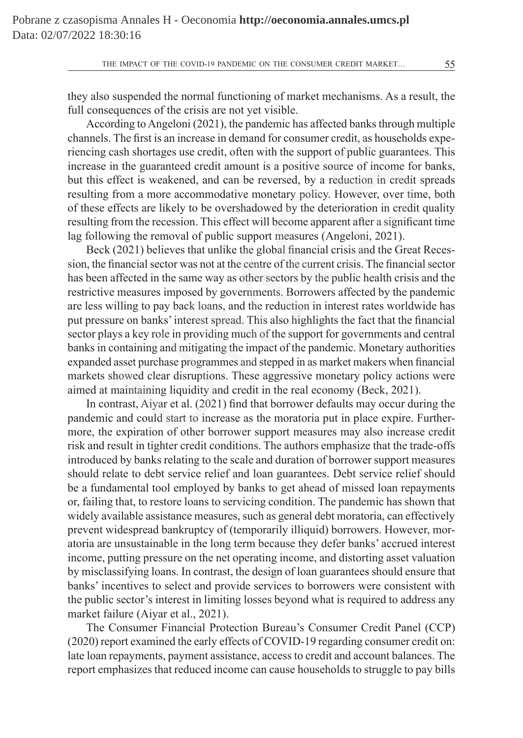they also suspended the normal functioning of market mechanisms. As a result, the full consequences of the crisis are not yet visible.

According to Angeloni (2021), the pandemic has affected banks through multiple channels. The first is an increase in demand for consumer credit, as households experiencing cash shortages use credit, often with the support of public guarantees. This increase in the guaranteed credit amount is a positive source of income for banks, but this effect is weakened, and can be reversed, by a reduction in credit spreads resulting from a more accommodative monetary policy. However, over time, both of these effects are likely to be overshadowed by the deterioration in credit quality resulting from the recession. This effect will become apparent after a significant time lag following the removal of public support measures (Angeloni, 2021).

Beck (2021) believes that unlike the global financial crisis and the Great Recession, the financial sector was not at the centre of the current crisis. The financial sector has been affected in the same way as other sectors by the public health crisis and the restrictive measures imposed by governments. Borrowers affected by the pandemic are less willing to pay back loans, and the reduction in interest rates worldwide has put pressure on banks' interest spread. This also highlights the fact that the financial sector plays a key role in providing much of the support for governments and central banks in containing and mitigating the impact of the pandemic. Monetary authorities expanded asset purchase programmes and stepped in as market makers when financial markets showed clear disruptions. These aggressive monetary policy actions were aimed at maintaining liquidity and credit in the real economy (Beck, 2021).

In contrast, Aiyar et al. (2021) find that borrower defaults may occur during the pandemic and could start to increase as the moratoria put in place expire. Furthermore, the expiration of other borrower support measures may also increase credit risk and result in tighter credit conditions. The authors emphasize that the trade-offs introduced by banks relating to the scale and duration of borrower support measures should relate to debt service relief and loan guarantees. Debt service relief should be a fundamental tool employed by banks to get ahead of missed loan repayments or, failing that, to restore loans to servicing condition. The pandemic has shown that widely available assistance measures, such as general debt moratoria, can effectively prevent widespread bankruptcy of (temporarily illiquid) borrowers. However, moratoria are unsustainable in the long term because they defer banks' accrued interest income, putting pressure on the net operating income, and distorting asset valuation by misclassifying loans. In contrast, the design of loan guarantees should ensure that banks' incentives to select and provide services to borrowers were consistent with the public sector's interest in limiting losses beyond what is required to address any market failure (Aiyar et al., 2021).

The Consumer Financial Protection Bureau's Consumer Credit Panel (CCP) (2020) report examined the early effects of COVID-19 regarding consumer credit on: late loan repayments, payment assistance, access to credit and account balances. The report emphasizes that reduced income can cause households to struggle to pay bills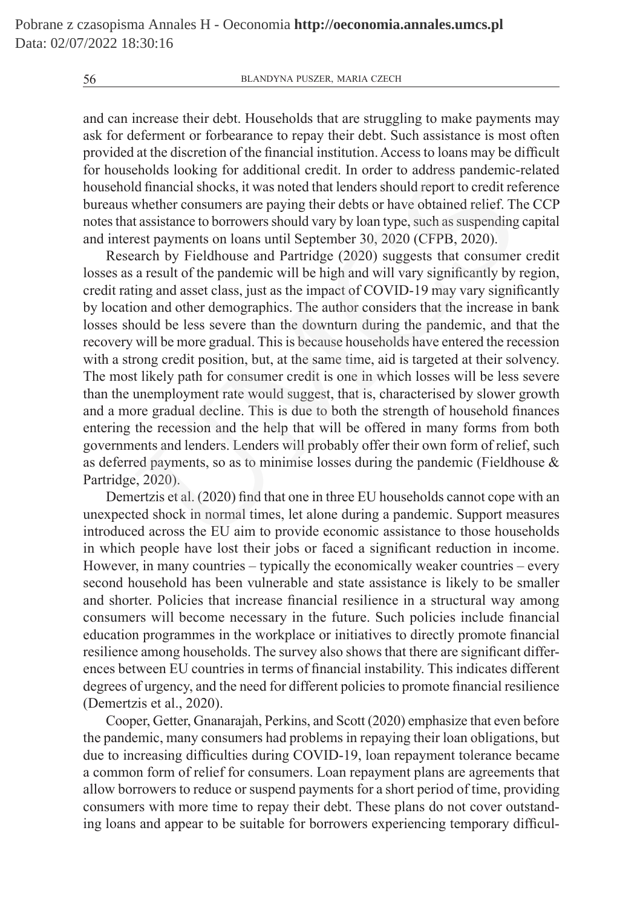and can increase their debt. Households that are struggling to make payments may ask for deferment or forbearance to repay their debt. Such assistance is most often provided at the discretion of the financial institution. Access to loans may be difficult for households looking for additional credit. In order to address pandemic-related household financial shocks, it was noted that lenders should report to credit reference bureaus whether consumers are paying their debts or have obtained relief. The CCP notes that assistance to borrowers should vary by loan type, such as suspending capital and interest payments on loans until September 30, 2020 (CFPB, 2020).

Research by Fieldhouse and Partridge (2020) suggests that consumer credit losses as a result of the pandemic will be high and will vary significantly by region, credit rating and asset class, just as the impact of COVID-19 may vary significantly by location and other demographics. The author considers that the increase in bank losses should be less severe than the downturn during the pandemic, and that the recovery will be more gradual. This is because households have entered the recession with a strong credit position, but, at the same time, aid is targeted at their solvency. The most likely path for consumer credit is one in which losses will be less severe than the unemployment rate would suggest, that is, characterised by slower growth and a more gradual decline. This is due to both the strength of household finances entering the recession and the help that will be offered in many forms from both governments and lenders. Lenders will probably offer their own form of relief, such as deferred payments, so as to minimise losses during the pandemic (Fieldhouse & Partridge, 2020).

Demertzis et al. (2020) find that one in three EU households cannot cope with an unexpected shock in normal times, let alone during a pandemic. Support measures introduced across the EU aim to provide economic assistance to those households in which people have lost their jobs or faced a significant reduction in income. However, in many countries – typically the economically weaker countries – every second household has been vulnerable and state assistance is likely to be smaller and shorter. Policies that increase financial resilience in a structural way among consumers will become necessary in the future. Such policies include financial education programmes in the workplace or initiatives to directly promote financial resilience among households. The survey also shows that there are significant differences between EU countries in terms of financial instability. This indicates different degrees of urgency, and the need for different policies to promote financial resilience (Demertzis et al., 2020).

Cooper, Getter, Gnanarajah, Perkins, and Scott (2020) emphasize that even before the pandemic, many consumers had problems in repaying their loan obligations, but due to increasing difficulties during COVID-19, loan repayment tolerance became a common form of relief for consumers. Loan repayment plans are agreements that allow borrowers to reduce or suspend payments for a short period of time, providing consumers with more time to repay their debt. These plans do not cover outstanding loans and appear to be suitable for borrowers experiencing temporary difficul-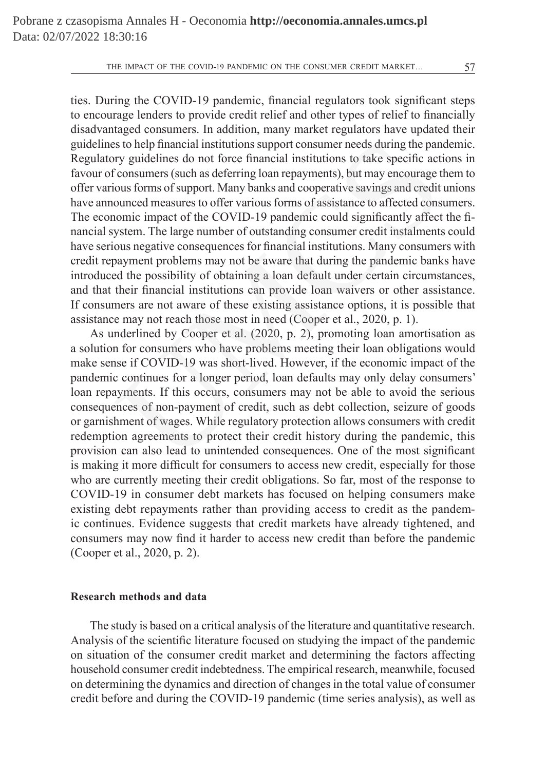ties. During the COVID-19 pandemic, financial regulators took significant steps to encourage lenders to provide credit relief and other types of relief to financially disadvantaged consumers. In addition, many market regulators have updated their guidelines to help financial institutions support consumer needs during the pandemic. Regulatory guidelines do not force financial institutions to take specific actions in favour of consumers (such as deferring loan repayments), but may encourage them to offer various forms of support. Many banks and cooperative savings and credit unions have announced measures to offer various forms of assistance to affected consumers. The economic impact of the COVID-19 pandemic could significantly affect the financial system. The large number of outstanding consumer credit instalments could have serious negative consequences for financial institutions. Many consumers with credit repayment problems may not be aware that during the pandemic banks have introduced the possibility of obtaining a loan default under certain circumstances, and that their financial institutions can provide loan waivers or other assistance. If consumers are not aware of these existing assistance options, it is possible that assistance may not reach those most in need (Cooper et al., 2020, p. 1).

As underlined by Cooper et al. (2020, p. 2), promoting loan amortisation as a solution for consumers who have problems meeting their loan obligations would make sense if COVID-19 was short-lived. However, if the economic impact of the pandemic continues for a longer period, loan defaults may only delay consumers' loan repayments. If this occurs, consumers may not be able to avoid the serious consequences of non-payment of credit, such as debt collection, seizure of goods or garnishment of wages. While regulatory protection allows consumers with credit redemption agreements to protect their credit history during the pandemic, this provision can also lead to unintended consequences. One of the most significant is making it more difficult for consumers to access new credit, especially for those who are currently meeting their credit obligations. So far, most of the response to COVID-19 in consumer debt markets has focused on helping consumers make existing debt repayments rather than providing access to credit as the pandemic continues. Evidence suggests that credit markets have already tightened, and consumers may now find it harder to access new credit than before the pandemic (Cooper et al., 2020, p. 2).

### Research methods and data

The study is based on a critical analysis of the literature and quantitative research. Analysis of the scientific literature focused on studying the impact of the pandemic on situation of the consumer credit market and determining the factors affecting household consumer credit indebtedness. The empirical research, meanwhile, focused on determining the dynamics and direction of changes in the total value of consumer credit before and during the COVID-19 pandemic (time series analysis), as well as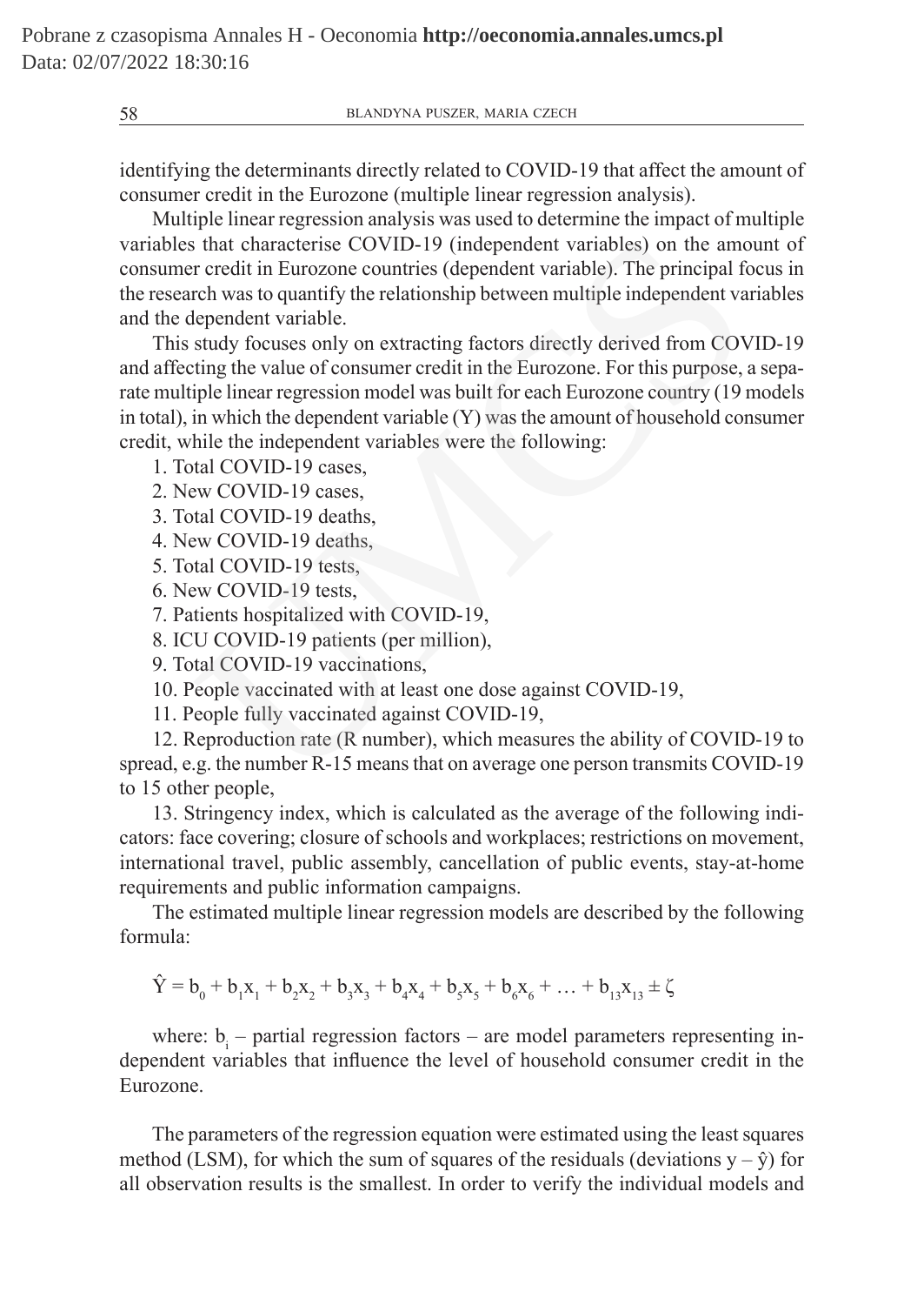identifying the determinants directly related to COVID-19 that affect the amount of consumer credit in the Eurozone (multiple linear regression analysis).

Multiple linear regression analysis was used to determine the impact of multiple variables that characterise COVID-19 (independent variables) on the amount of consumer credit in Eurozone countries (dependent variable). The principal focus in the research was to quantify the relationship between multiple independent variables and the dependent variable.

This study focuses only on extracting factors directly derived from COVID-19 and affecting the value of consumer credit in the Eurozone. For this purpose, a separate multiple linear regression model was built for each Eurozone country (19 models in total), in which the dependent variable (Y) was the amount of household consumer credit, while the independent variables were the following:

1. Total COVID-19 cases,
2. New COVID-19 cases,
3. Total COVID-19 deaths,
4. New COVID-19 deaths,
5. Total COVID-19 tests,
6. New COVID-19 tests,
7. Patients hospitalized with COVID-19,
8. ICU COVID-19 patients (per million),
9. Total COVID-19 vaccinations,
10. People vaccinated with at least one dose against COVID-19,
11. People fully vaccinated against COVID-19,
12. Reproduction rate (R number), which measures the ability of COVID-19 to spread, e.g. the number R-15 means that on average one person transmits COVID-19 to 15 other people,
13. Stringency index, which is calculated as the average of the following indicators: face covering; closure of schools and workplaces; restrictions on movement, international travel, public assembly, cancellation of public events, stay-at-home requirements and public information campaigns.

The estimated multiple linear regression models are described by the following formula:

$$\hat{Y} = b_0 + b_1x_1 + b_2x_2 + b_3x_3 + b_4x_4 + b_5x_5 + b_6x_6 + \ldots + b_{13}x_{13} \pm \zeta$$

where: $b_i$ – partial regression factors – are model parameters representing independent variables that influence the level of household consumer credit in the Eurozone.

The parameters of the regression equation were estimated using the least squares method (LSM), for which the sum of squares of the residuals (deviations $y - \hat{y}$) for all observation results is the smallest. In order to verify the individual models and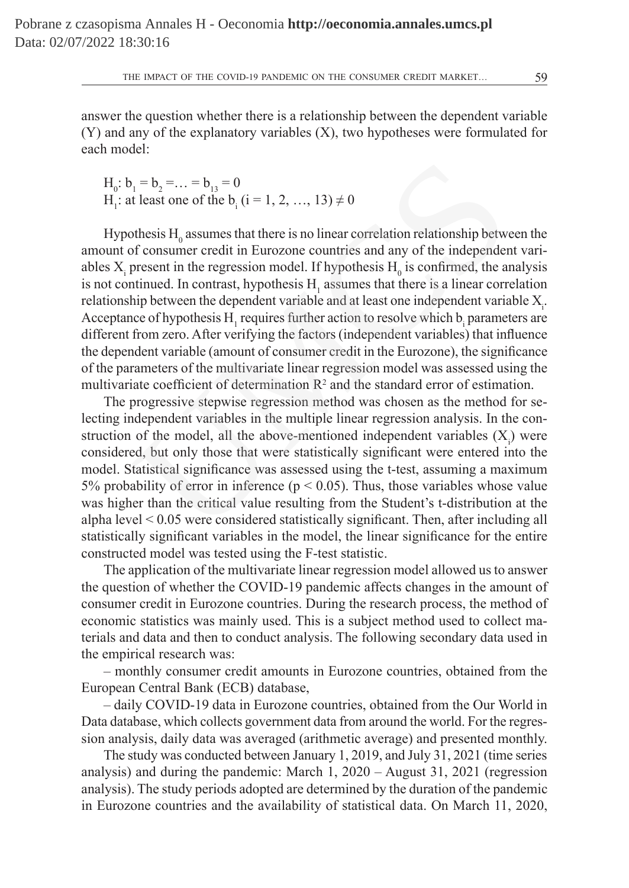answer the question whether there is a relationship between the dependent variable (Y) and any of the explanatory variables (X), two hypotheses were formulated for each model:

$H_0$: $b_1 = b_2 = \ldots = b_{13} = 0$
$H_1$: at least one of the $b_i$ ($i = 1, 2, \ldots, 13$) $\neq 0$

Hypothesis $H_0$ assumes that there is no linear correlation relationship between the amount of consumer credit in Eurozone countries and any of the independent variables $X_i$ present in the regression model. If hypothesis $H_0$ is confirmed, the analysis is not continued. In contrast, hypothesis $H_1$ assumes that there is a linear correlation relationship between the dependent variable and at least one independent variable $X_i$. Acceptance of hypothesis $H_1$ requires further action to resolve which $b_i$ parameters are different from zero. After verifying the factors (independent variables) that influence the dependent variable (amount of consumer credit in the Eurozone), the significance of the parameters of the multivariate linear regression model was assessed using the multivariate coefficient of determination $R^2$ and the standard error of estimation.

The progressive stepwise regression method was chosen as the method for selecting independent variables in the multiple linear regression analysis. In the construction of the model, all the above-mentioned independent variables ($X_i$) were considered, but only those that were statistically significant were entered into the model. Statistical significance was assessed using the t-test, assuming a maximum 5% probability of error in inference ($p < 0.05$). Thus, those variables whose value was higher than the critical value resulting from the Student's t-distribution at the alpha level < 0.05 were considered statistically significant. Then, after including all statistically significant variables in the model, the linear significance for the entire constructed model was tested using the F-test statistic.

The application of the multivariate linear regression model allowed us to answer the question of whether the COVID-19 pandemic affects changes in the amount of consumer credit in Eurozone countries. During the research process, the method of economic statistics was mainly used. This is a subject method used to collect materials and data and then to conduct analysis. The following secondary data used in the empirical research was:

– monthly consumer credit amounts in Eurozone countries, obtained from the European Central Bank (ECB) database,

– daily COVID-19 data in Eurozone countries, obtained from the Our World in Data database, which collects government data from around the world. For the regression analysis, daily data was averaged (arithmetic average) and presented monthly.

The study was conducted between January 1, 2019, and July 31, 2021 (time series analysis) and during the pandemic: March 1, 2020 – August 31, 2021 (regression analysis). The study periods adopted are determined by the duration of the pandemic in Eurozone countries and the availability of statistical data. On March 11, 2020,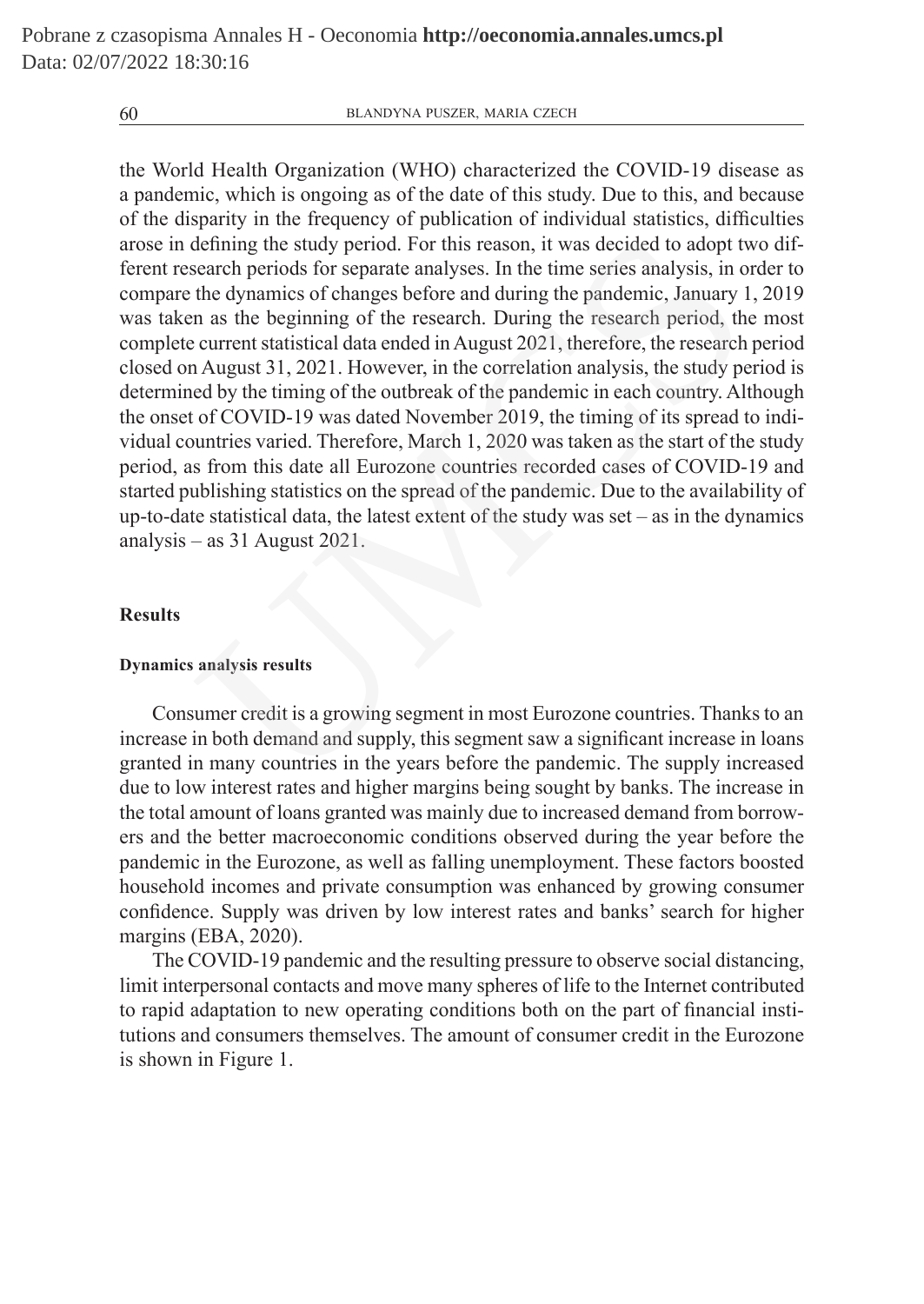the World Health Organization (WHO) characterized the COVID-19 disease as a pandemic, which is ongoing as of the date of this study. Due to this, and because of the disparity in the frequency of publication of individual statistics, difficulties arose in defining the study period. For this reason, it was decided to adopt two different research periods for separate analyses. In the time series analysis, in order to compare the dynamics of changes before and during the pandemic, January 1, 2019 was taken as the beginning of the research. During the research period, the most complete current statistical data ended in August 2021, therefore, the research period closed on August 31, 2021. However, in the correlation analysis, the study period is determined by the timing of the outbreak of the pandemic in each country. Although the onset of COVID-19 was dated November 2019, the timing of its spread to individual countries varied. Therefore, March 1, 2020 was taken as the start of the study period, as from this date all Eurozone countries recorded cases of COVID-19 and started publishing statistics on the spread of the pandemic. Due to the availability of up-to-date statistical data, the latest extent of the study was set – as in the dynamics analysis – as 31 August 2021.

## Results

### Dynamics analysis results

Consumer credit is a growing segment in most Eurozone countries. Thanks to an increase in both demand and supply, this segment saw a significant increase in loans granted in many countries in the years before the pandemic. The supply increased due to low interest rates and higher margins being sought by banks. The increase in the total amount of loans granted was mainly due to increased demand from borrowers and the better macroeconomic conditions observed during the year before the pandemic in the Eurozone, as well as falling unemployment. These factors boosted household incomes and private consumption was enhanced by growing consumer confidence. Supply was driven by low interest rates and banks' search for higher margins (EBA, 2020).

The COVID-19 pandemic and the resulting pressure to observe social distancing, limit interpersonal contacts and move many spheres of life to the Internet contributed to rapid adaptation to new operating conditions both on the part of financial institutions and consumers themselves. The amount of consumer credit in the Eurozone is shown in Figure 1.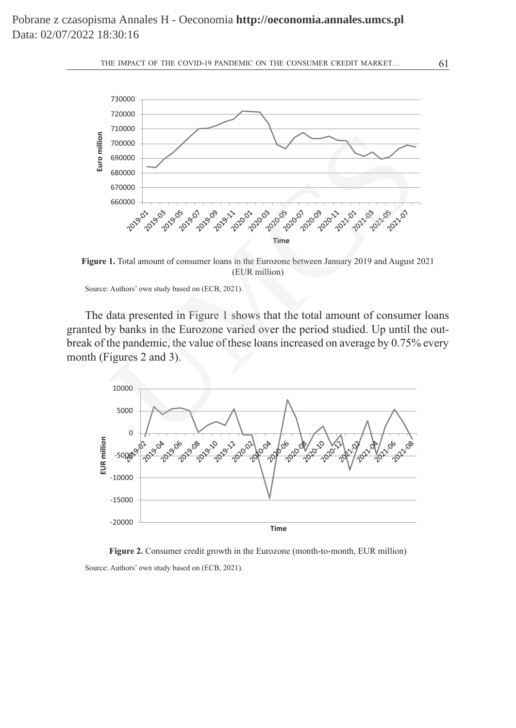**Figure 1.** Total amount of consumer loans in the Eurozone between January 2019 and August 2021 (EUR million)

Source: Authors' own study based on (ECB, 2021).

The data presented in Figure 1 shows that the total amount of consumer loans granted by banks in the Eurozone varied over the period studied. Up until the outbreak of the pandemic, the value of these loans increased on average by 0.75% every month (Figures 2 and 3).

**Figure 2.** Consumer credit growth in the Eurozone (month-to-month, EUR million)

Source: Authors' own study based on (ECB, 2021).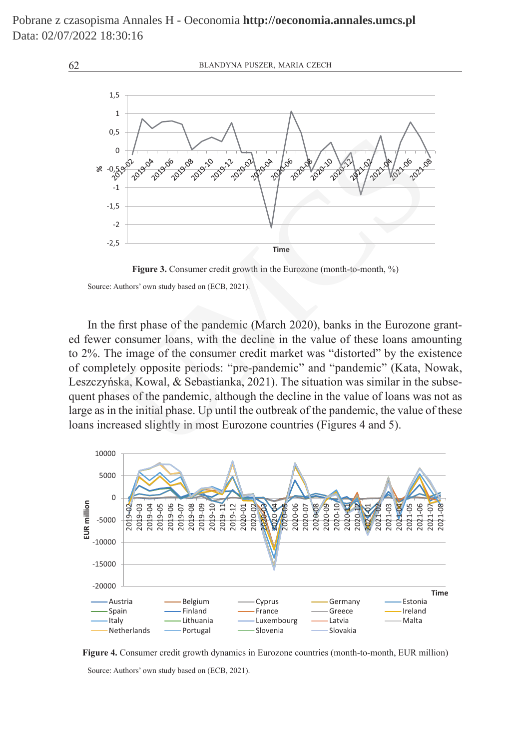Figure 3. Consumer credit growth in the Eurozone (month-to-month, %)

Source: Authors' own study based on (ECB, 2021).

In the first phase of the pandemic (March 2020), banks in the Eurozone granted fewer consumer loans, with the decline in the value of these loans amounting to 2%. The image of the consumer credit market was "distorted" by the existence of completely opposite periods: "pre-pandemic" and "pandemic" (Kata, Nowak, Leszczyńska, Kowal, & Sebastianka, 2021). The situation was similar in the subsequent phases of the pandemic, although the decline in the value of loans was not as large as in the initial phase. Up until the outbreak of the pandemic, the value of these loans increased slightly in most Eurozone countries (Figures 4 and 5).

Figure 4. Consumer credit growth dynamics in Eurozone countries (month-to-month, EUR million)

Source: Authors' own study based on (ECB, 2021).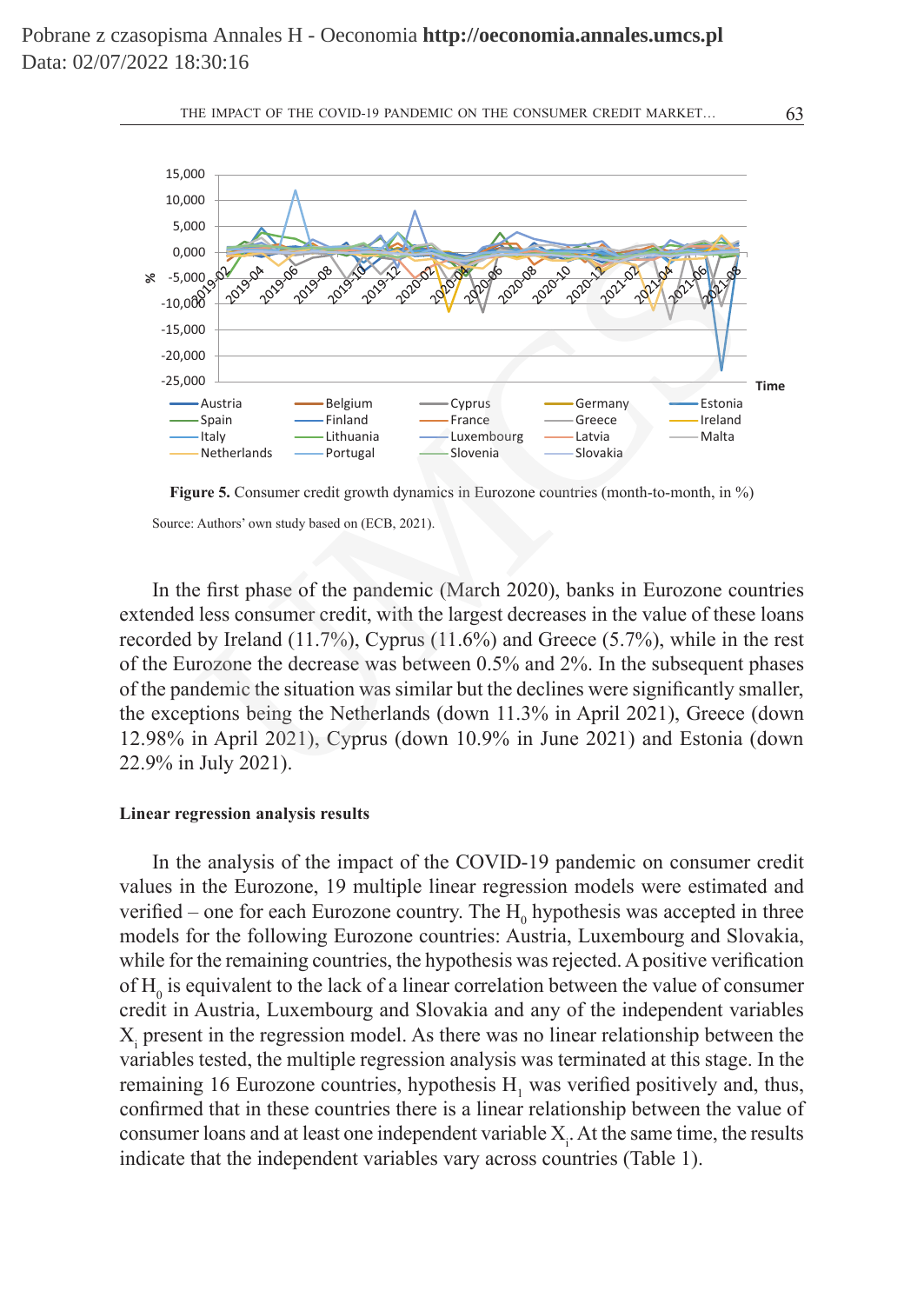Figure 5. Consumer credit growth dynamics in Eurozone countries (month-to-month, in %)

Source: Authors' own study based on (ECB, 2021).

In the first phase of the pandemic (March 2020), banks in Eurozone countries extended less consumer credit, with the largest decreases in the value of these loans recorded by Ireland (11.7%), Cyprus (11.6%) and Greece (5.7%), while in the rest of the Eurozone the decrease was between 0.5% and 2%. In the subsequent phases of the pandemic the situation was similar but the declines were significantly smaller, the exceptions being the Netherlands (down 11.3% in April 2021), Greece (down 12.98% in April 2021), Cyprus (down 10.9% in June 2021) and Estonia (down 22.9% in July 2021).

**Linear regression analysis results**

In the analysis of the impact of the COVID-19 pandemic on consumer credit values in the Eurozone, 19 multiple linear regression models were estimated and verified – one for each Eurozone country. The $H_0$ hypothesis was accepted in three models for the following Eurozone countries: Austria, Luxembourg and Slovakia, while for the remaining countries, the hypothesis was rejected. A positive verification of $H_0$ is equivalent to the lack of a linear correlation between the value of consumer credit in Austria, Luxembourg and Slovakia and any of the independent variables $X_i$ present in the regression model. As there was no linear relationship between the variables tested, the multiple regression analysis was terminated at this stage. In the remaining 16 Eurozone countries, hypothesis $H_1$ was verified positively and, thus, confirmed that in these countries there is a linear relationship between the value of consumer loans and at least one independent variable $X_i$. At the same time, the results indicate that the independent variables vary across countries (Table 1).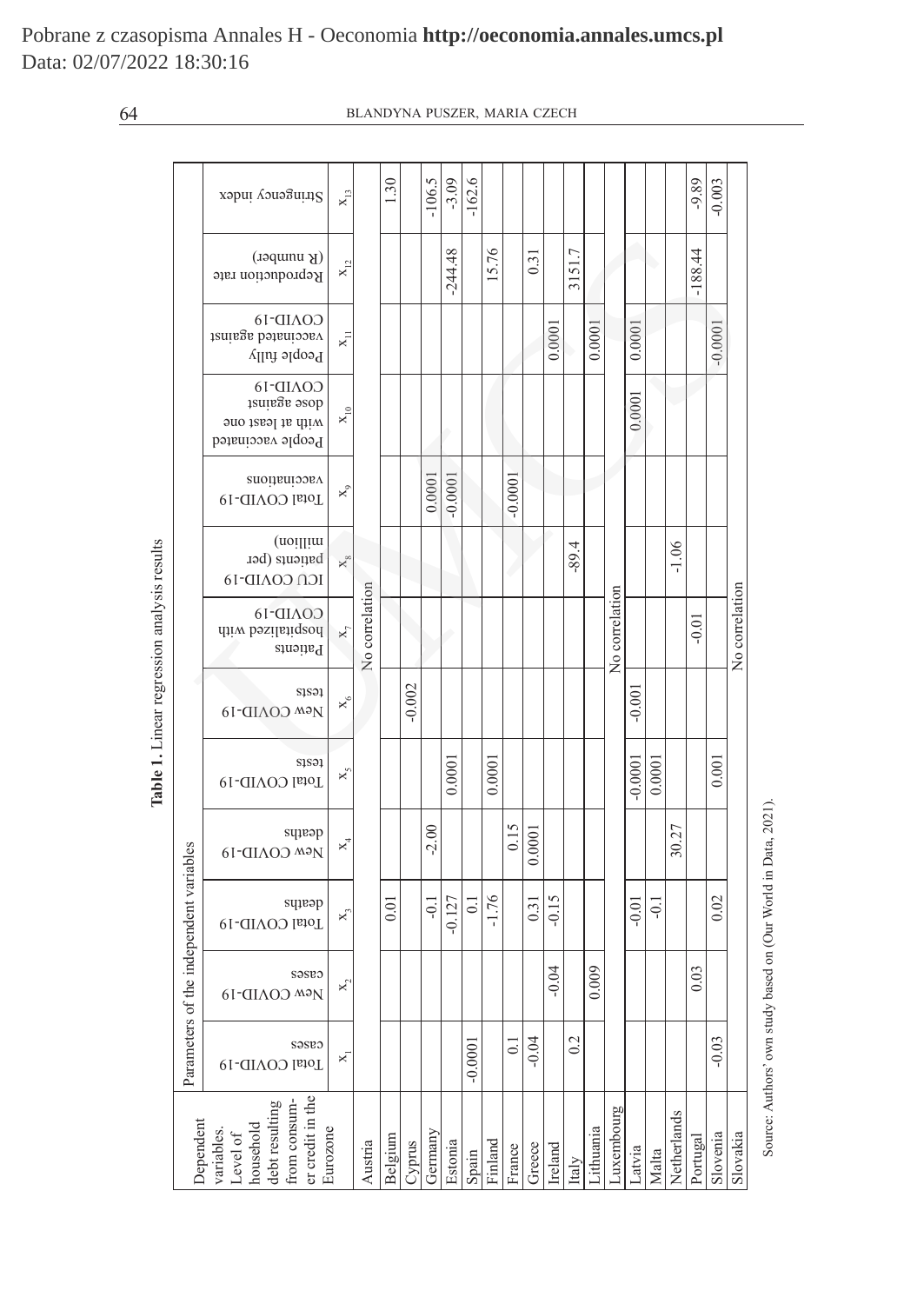**Table 1.** Linear regression analysis results

| Dependent variables. Level of household debt resulting from consumer credit in the Eurozone | Parameters of the independent variables | | | | | | | | | | | | |
|---|---|---|---|---|---|---|---|---|---|---|---|---|---|
| | Total COVID-19 cases | New COVID-19 cases | Total COVID-19 deaths | New COVID-19 deaths | Total COVID-19 tests | New COVID-19 tests | Patients hospitalized with COVID-19 | ICU COVID-19 patients (per million) | Total COVID-19 vaccinations | People vaccinated with at least one dose against COVID-19 | People fully vaccinated against COVID-19 | Reproduction rate (R number) | Stringency index |
| | $x_1$ | $x_2$ | $x_3$ | $x_4$ | $x_5$ | $x_6$ | $x_7$ | $x_8$ | $x_9$ | $x_{10}$ | $x_{11}$ | $x_{12}$ | $x_{13}$ |
| Austria | No correlation | | | | | | | | | | | | |
| Belgium | | | 0.01 | | | | | | | | | | 1.30 |
| Cyprus | | | | | | -0.002 | | | | | | | |
| Germany | | | -0.1 | -2.00 | | | | | 0.0001 | | | | -106.5 |
| Estonia | | | -0.127 | | 0.0001 | | | | -0.0001 | | | -244.48 | -3.09 |
| Spain | -0.0001 | | 0.1 | | | | | | | | | | -162.6 |
| Finland | | | -1.76 | | 0.0001 | | | | | | | 15.76 | |
| France | 0.1 | | | 0.15 | | | | | -0.0001 | | | | |
| Greece | -0.04 | | 0.31 | 0.0001 | | | | | | | | 0.31 | |
| Ireland | | -0.04 | -0.15 | | | | | | | | 0.0001 | | |
| Italy | 0.2 | | | | | | | -89.4 | | | | 3151.7 | |
| Lithuania | | 0.009 | | | | | | | | | 0.0001 | | |
| Luxembourg | No correlation | | | | | | | | | | | | |
| Latvia | | | -0.01 | | -0.0001 | -0.001 | | | | 0.0001 | 0.0001 | | |
| Malta | | | -0.1 | | 0.0001 | | | | | | | | |
| Netherlands | | | | 30.27 | | | | -1.06 | | | | | |
| Portugal | | 0.03 | | | | | -0.01 | | | | | -188.44 | -9.89 |
| Slovenia | -0.03 | | 0.02 | | 0.001 | | | | | | -0.0001 | | -0.003 |
| Slovakia | No correlation | | | | | | | | | | | | |

Source: Authors' own study based on (Our World in Data, 2021).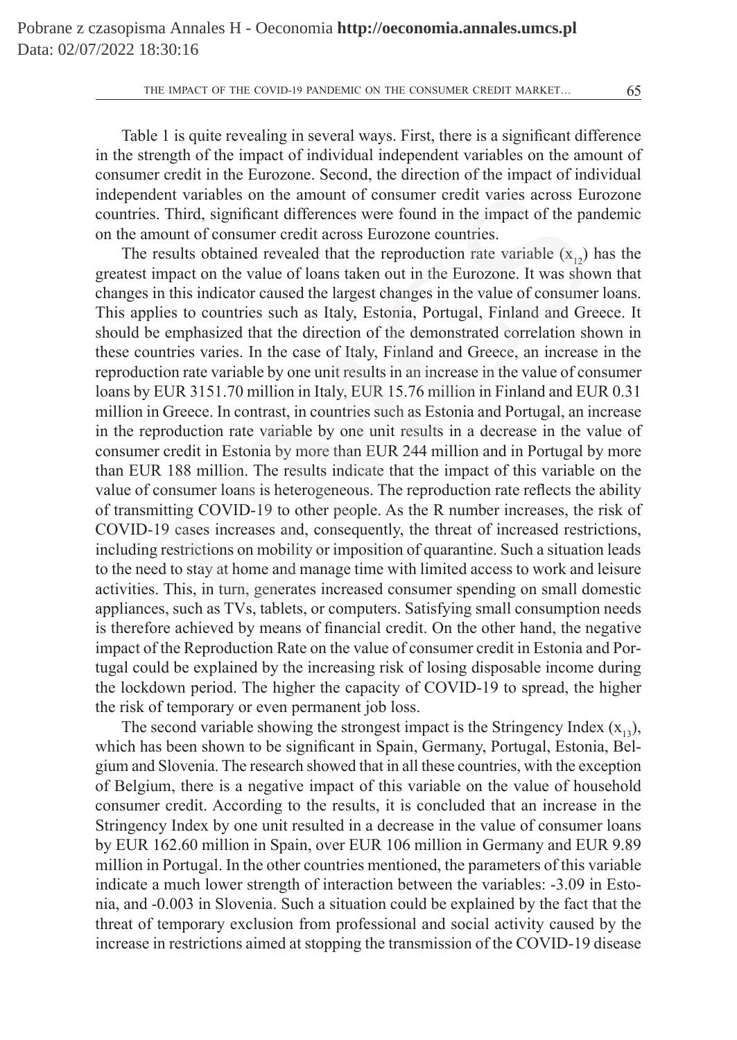Table 1 is quite revealing in several ways. First, there is a significant difference in the strength of the impact of individual independent variables on the amount of consumer credit in the Eurozone. Second, the direction of the impact of individual independent variables on the amount of consumer credit varies across Eurozone countries. Third, significant differences were found in the impact of the pandemic on the amount of consumer credit across Eurozone countries.

The results obtained revealed that the reproduction rate variable ($x_{12}$) has the greatest impact on the value of loans taken out in the Eurozone. It was shown that changes in this indicator caused the largest changes in the value of consumer loans. This applies to countries such as Italy, Estonia, Portugal, Finland and Greece. It should be emphasized that the direction of the demonstrated correlation shown in these countries varies. In the case of Italy, Finland and Greece, an increase in the reproduction rate variable by one unit results in an increase in the value of consumer loans by EUR 3151.70 million in Italy, EUR 15.76 million in Finland and EUR 0.31 million in Greece. In contrast, in countries such as Estonia and Portugal, an increase in the reproduction rate variable by one unit results in a decrease in the value of consumer credit in Estonia by more than EUR 244 million and in Portugal by more than EUR 188 million. The results indicate that the impact of this variable on the value of consumer loans is heterogeneous. The reproduction rate reflects the ability of transmitting COVID-19 to other people. As the R number increases, the risk of COVID-19 cases increases and, consequently, the threat of increased restrictions, including restrictions on mobility or imposition of quarantine. Such a situation leads to the need to stay at home and manage time with limited access to work and leisure activities. This, in turn, generates increased consumer spending on small domestic appliances, such as TVs, tablets, or computers. Satisfying small consumption needs is therefore achieved by means of financial credit. On the other hand, the negative impact of the Reproduction Rate on the value of consumer credit in Estonia and Portugal could be explained by the increasing risk of losing disposable income during the lockdown period. The higher the capacity of COVID-19 to spread, the higher the risk of temporary or even permanent job loss.

The second variable showing the strongest impact is the Stringency Index ($x_{13}$), which has been shown to be significant in Spain, Germany, Portugal, Estonia, Belgium and Slovenia. The research showed that in all these countries, with the exception of Belgium, there is a negative impact of this variable on the value of household consumer credit. According to the results, it is concluded that an increase in the Stringency Index by one unit resulted in a decrease in the value of consumer loans by EUR 162.60 million in Spain, over EUR 106 million in Germany and EUR 9.89 million in Portugal. In the other countries mentioned, the parameters of this variable indicate a much lower strength of interaction between the variables: -3.09 in Estonia, and -0.003 in Slovenia. Such a situation could be explained by the fact that the threat of temporary exclusion from professional and social activity caused by the increase in restrictions aimed at stopping the transmission of the COVID-19 disease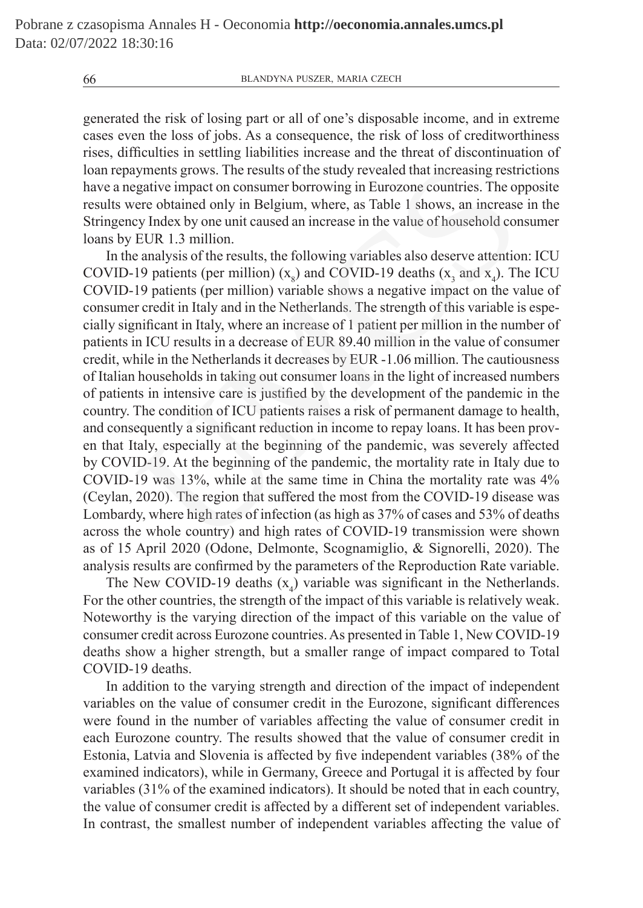generated the risk of losing part or all of one's disposable income, and in extreme cases even the loss of jobs. As a consequence, the risk of loss of creditworthiness rises, difficulties in settling liabilities increase and the threat of discontinuation of loan repayments grows. The results of the study revealed that increasing restrictions have a negative impact on consumer borrowing in Eurozone countries. The opposite results were obtained only in Belgium, where, as Table 1 shows, an increase in the Stringency Index by one unit caused an increase in the value of household consumer loans by EUR 1.3 million.

In the analysis of the results, the following variables also deserve attention: ICU COVID-19 patients (per million) ($x_8$) and COVID-19 deaths ($x_3$ and $x_4$). The ICU COVID-19 patients (per million) variable shows a negative impact on the value of consumer credit in Italy and in the Netherlands. The strength of this variable is especially significant in Italy, where an increase of 1 patient per million in the number of patients in ICU results in a decrease of EUR 89.40 million in the value of consumer credit, while in the Netherlands it decreases by EUR -1.06 million. The cautiousness of Italian households in taking out consumer loans in the light of increased numbers of patients in intensive care is justified by the development of the pandemic in the country. The condition of ICU patients raises a risk of permanent damage to health, and consequently a significant reduction in income to repay loans. It has been proven that Italy, especially at the beginning of the pandemic, was severely affected by COVID-19. At the beginning of the pandemic, the mortality rate in Italy due to COVID-19 was 13%, while at the same time in China the mortality rate was 4% (Ceylan, 2020). The region that suffered the most from the COVID-19 disease was Lombardy, where high rates of infection (as high as 37% of cases and 53% of deaths across the whole country) and high rates of COVID-19 transmission were shown as of 15 April 2020 (Odone, Delmonte, Scognamiglio, & Signorelli, 2020). The analysis results are confirmed by the parameters of the Reproduction Rate variable.

The New COVID-19 deaths ($x_4$) variable was significant in the Netherlands. For the other countries, the strength of the impact of this variable is relatively weak. Noteworthy is the varying direction of the impact of this variable on the value of consumer credit across Eurozone countries. As presented in Table 1, New COVID-19 deaths show a higher strength, but a smaller range of impact compared to Total COVID-19 deaths.

In addition to the varying strength and direction of the impact of independent variables on the value of consumer credit in the Eurozone, significant differences were found in the number of variables affecting the value of consumer credit in each Eurozone country. The results showed that the value of consumer credit in Estonia, Latvia and Slovenia is affected by five independent variables (38% of the examined indicators), while in Germany, Greece and Portugal it is affected by four variables (31% of the examined indicators). It should be noted that in each country, the value of consumer credit is affected by a different set of independent variables. In contrast, the smallest number of independent variables affecting the value of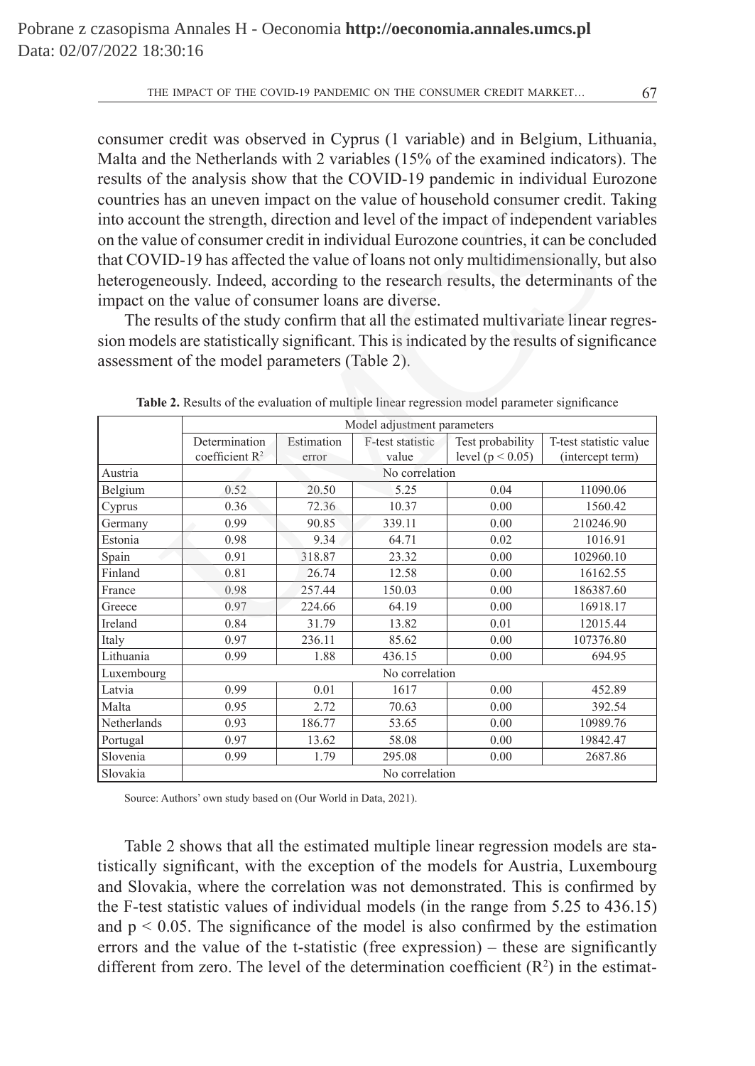consumer credit was observed in Cyprus (1 variable) and in Belgium, Lithuania, Malta and the Netherlands with 2 variables (15% of the examined indicators). The results of the analysis show that the COVID-19 pandemic in individual Eurozone countries has an uneven impact on the value of household consumer credit. Taking into account the strength, direction and level of the impact of independent variables on the value of consumer credit in individual Eurozone countries, it can be concluded that COVID-19 has affected the value of loans not only multidimensionally, but also heterogeneously. Indeed, according to the research results, the determinants of the impact on the value of consumer loans are diverse.

The results of the study confirm that all the estimated multivariate linear regression models are statistically significant. This is indicated by the results of significance assessment of the model parameters (Table 2).

**Table 2.** Results of the evaluation of multiple linear regression model parameter significance

| | Model adjustment parameters | | | | |
|---|---|---|---|---|---|
| | Determination coefficient $R^2$ | Estimation error | F-test statistic value | Test probability level ($p < 0.05$) | T-test statistic value (intercept term) |
| Austria | No correlation | | | | |
| Belgium | 0.52 | 20.50 | 5.25 | 0.04 | 11090.06 |
| Cyprus | 0.36 | 72.36 | 10.37 | 0.00 | 1560.42 |
| Germany | 0.99 | 90.85 | 339.11 | 0.00 | 210246.90 |
| Estonia | 0.98 | 9.34 | 64.71 | 0.02 | 1016.91 |
| Spain | 0.91 | 318.87 | 23.32 | 0.00 | 102960.10 |
| Finland | 0.81 | 26.74 | 12.58 | 0.00 | 16162.55 |
| France | 0.98 | 257.44 | 150.03 | 0.00 | 186387.60 |
| Greece | 0.97 | 224.66 | 64.19 | 0.00 | 16918.17 |
| Ireland | 0.84 | 31.79 | 13.82 | 0.01 | 12015.44 |
| Italy | 0.97 | 236.11 | 85.62 | 0.00 | 107376.80 |
| Lithuania | 0.99 | 1.88 | 436.15 | 0.00 | 694.95 |
| Luxembourg | No correlation | | | | |
| Latvia | 0.99 | 0.01 | 1617 | 0.00 | 452.89 |
| Malta | 0.95 | 2.72 | 70.63 | 0.00 | 392.54 |
| Netherlands | 0.93 | 186.77 | 53.65 | 0.00 | 10989.76 |
| Portugal | 0.97 | 13.62 | 58.08 | 0.00 | 19842.47 |
| Slovenia | 0.99 | 1.79 | 295.08 | 0.00 | 2687.86 |
| Slovakia | No correlation | | | | |

Source: Authors' own study based on (Our World in Data, 2021).

Table 2 shows that all the estimated multiple linear regression models are statistically significant, with the exception of the models for Austria, Luxembourg and Slovakia, where the correlation was not demonstrated. This is confirmed by the F-test statistic values of individual models (in the range from 5.25 to 436.15) and $p < 0.05$. The significance of the model is also confirmed by the estimation errors and the value of the t-statistic (free expression) – these are significantly different from zero. The level of the determination coefficient ($R^2$) in the estimat-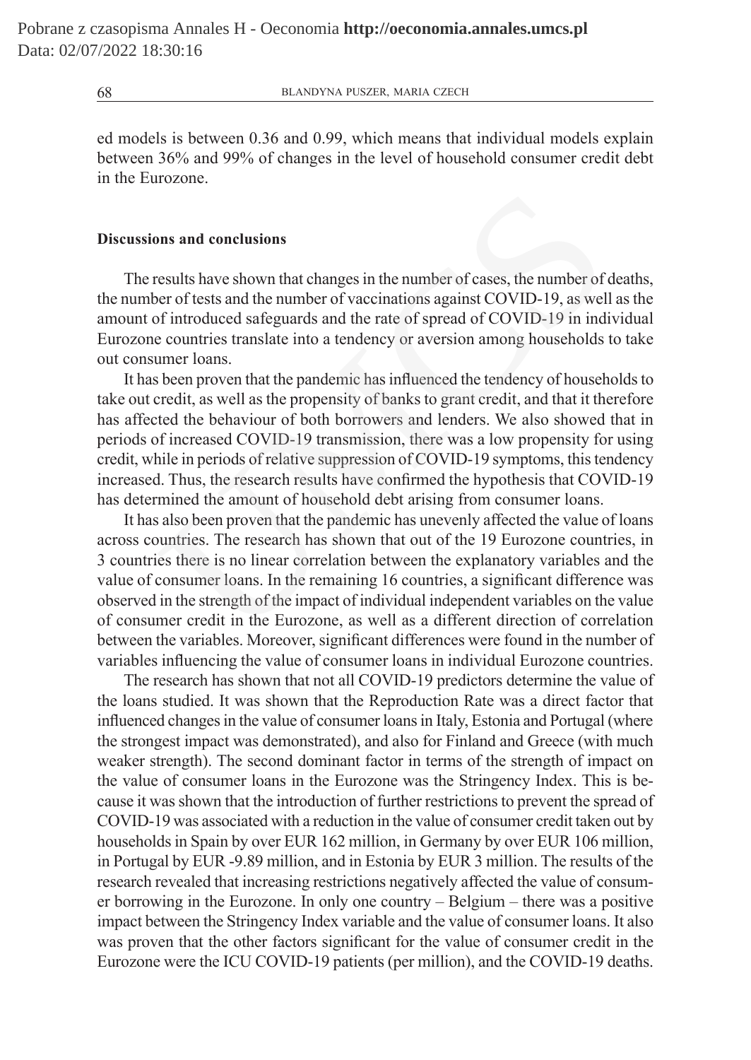ed models is between 0.36 and 0.99, which means that individual models explain between 36% and 99% of changes in the level of household consumer credit debt in the Eurozone.

#### Discussions and conclusions

The results have shown that changes in the number of cases, the number of deaths, the number of tests and the number of vaccinations against COVID-19, as well as the amount of introduced safeguards and the rate of spread of COVID-19 in individual Eurozone countries translate into a tendency or aversion among households to take out consumer loans.

It has been proven that the pandemic has influenced the tendency of households to take out credit, as well as the propensity of banks to grant credit, and that it therefore has affected the behaviour of both borrowers and lenders. We also showed that in periods of increased COVID-19 transmission, there was a low propensity for using credit, while in periods of relative suppression of COVID-19 symptoms, this tendency increased. Thus, the research results have confirmed the hypothesis that COVID-19 has determined the amount of household debt arising from consumer loans.

It has also been proven that the pandemic has unevenly affected the value of loans across countries. The research has shown that out of the 19 Eurozone countries, in 3 countries there is no linear correlation between the explanatory variables and the value of consumer loans. In the remaining 16 countries, a significant difference was observed in the strength of the impact of individual independent variables on the value of consumer credit in the Eurozone, as well as a different direction of correlation between the variables. Moreover, significant differences were found in the number of variables influencing the value of consumer loans in individual Eurozone countries.

The research has shown that not all COVID-19 predictors determine the value of the loans studied. It was shown that the Reproduction Rate was a direct factor that influenced changes in the value of consumer loans in Italy, Estonia and Portugal (where the strongest impact was demonstrated), and also for Finland and Greece (with much weaker strength). The second dominant factor in terms of the strength of impact on the value of consumer loans in the Eurozone was the Stringency Index. This is because it was shown that the introduction of further restrictions to prevent the spread of COVID-19 was associated with a reduction in the value of consumer credit taken out by households in Spain by over EUR 162 million, in Germany by over EUR 106 million, in Portugal by EUR -9.89 million, and in Estonia by EUR 3 million. The results of the research revealed that increasing restrictions negatively affected the value of consumer borrowing in the Eurozone. In only one country – Belgium – there was a positive impact between the Stringency Index variable and the value of consumer loans. It also was proven that the other factors significant for the value of consumer credit in the Eurozone were the ICU COVID-19 patients (per million), and the COVID-19 deaths.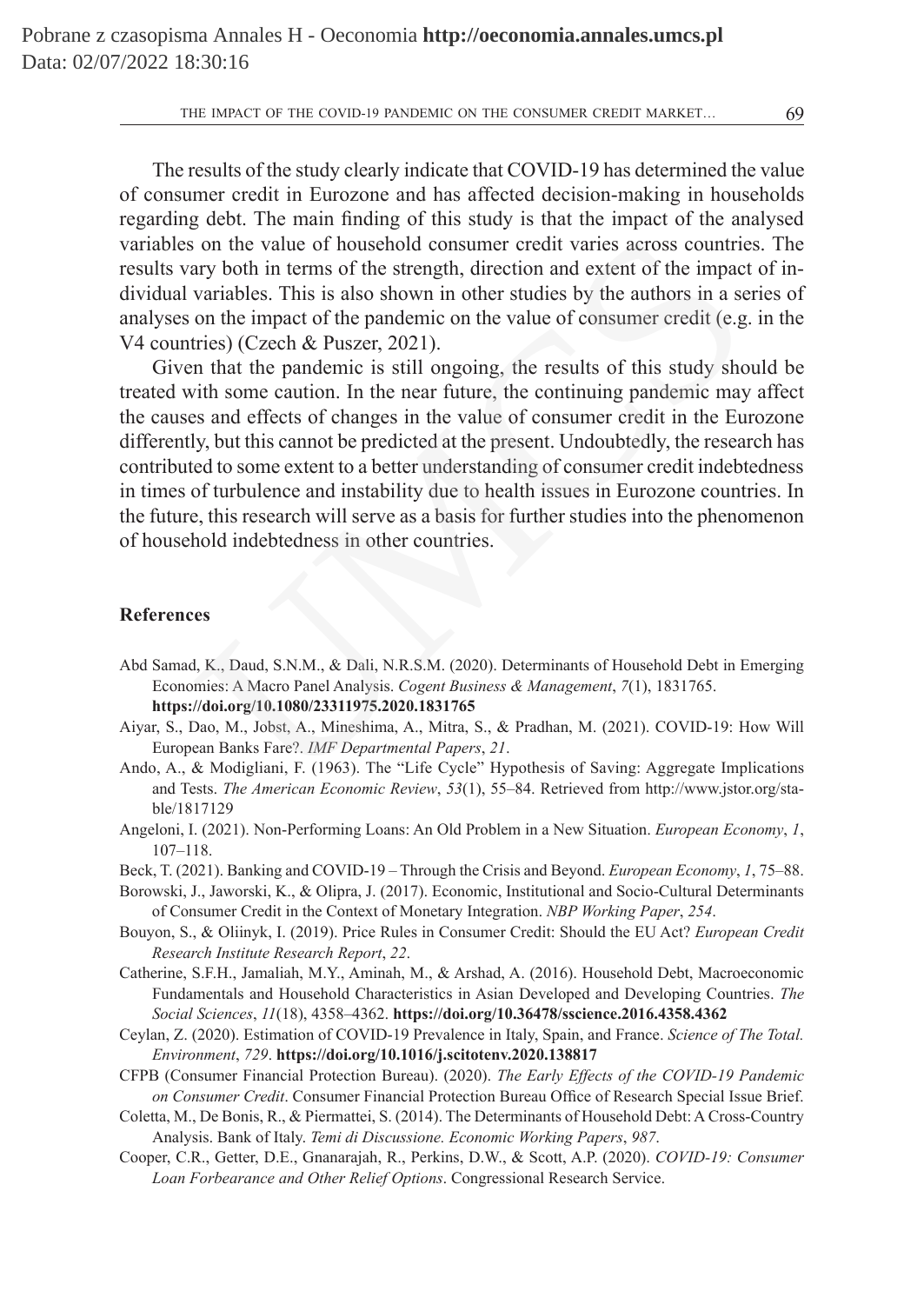The results of the study clearly indicate that COVID-19 has determined the value of consumer credit in Eurozone and has affected decision-making in households regarding debt. The main finding of this study is that the impact of the analysed variables on the value of household consumer credit varies across countries. The results vary both in terms of the strength, direction and extent of the impact of individual variables. This is also shown in other studies by the authors in a series of analyses on the impact of the pandemic on the value of consumer credit (e.g. in the V4 countries) (Czech & Puszer, 2021).

Given that the pandemic is still ongoing, the results of this study should be treated with some caution. In the near future, the continuing pandemic may affect the causes and effects of changes in the value of consumer credit in the Eurozone differently, but this cannot be predicted at the present. Undoubtedly, the research has contributed to some extent to a better understanding of consumer credit indebtedness in times of turbulence and instability due to health issues in Eurozone countries. In the future, this research will serve as a basis for further studies into the phenomenon of household indebtedness in other countries.

## References

Abd Samad, K., Daud, S.N.M., & Dali, N.R.S.M. (2020). Determinants of Household Debt in Emerging Economies: A Macro Panel Analysis. *Cogent Business & Management*, *7*(1), 1831765. **https://doi.org/10.1080/23311975.2020.1831765**

Aiyar, S., Dao, M., Jobst, A., Mineshima, A., Mitra, S., & Pradhan, M. (2021). COVID-19: How Will European Banks Fare?. *IMF Departmental Papers*, *21*.

Ando, A., & Modigliani, F. (1963). The "Life Cycle" Hypothesis of Saving: Aggregate Implications and Tests. *The American Economic Review*, *53*(1), 55–84. Retrieved from http://www.jstor.org/stable/1817129

Angeloni, I. (2021). Non-Performing Loans: An Old Problem in a New Situation. *European Economy*, *1*, 107–118.

Beck, T. (2021). Banking and COVID-19 – Through the Crisis and Beyond. *European Economy*, *1*, 75–88.

Borowski, J., Jaworski, K., & Olipra, J. (2017). Economic, Institutional and Socio-Cultural Determinants of Consumer Credit in the Context of Monetary Integration. *NBP Working Paper*, *254*.

Bouyon, S., & Oliinyk, I. (2019). Price Rules in Consumer Credit: Should the EU Act? *European Credit Research Institute Research Report*, *22*.

Catherine, S.F.H., Jamaliah, M.Y., Aminah, M., & Arshad, A. (2016). Household Debt, Macroeconomic Fundamentals and Household Characteristics in Asian Developed and Developing Countries. *The Social Sciences*, *11*(18), 4358–4362. **https://doi.org/10.36478/sscience.2016.4358.4362**

Ceylan, Z. (2020). Estimation of COVID-19 Prevalence in Italy, Spain, and France. *Science of The Total. Environment*, *729*. **https://doi.org/10.1016/j.scitotenv.2020.138817**

CFPB (Consumer Financial Protection Bureau). (2020). *The Early Effects of the COVID-19 Pandemic on Consumer Credit*. Consumer Financial Protection Bureau Office of Research Special Issue Brief.

Coletta, M., De Bonis, R., & Piermattei, S. (2014). The Determinants of Household Debt: A Cross-Country Analysis. Bank of Italy. *Temi di Discussione. Economic Working Papers*, *987*.

Cooper, C.R., Getter, D.E., Gnanarajah, R., Perkins, D.W., & Scott, A.P. (2020). *COVID-19: Consumer Loan Forbearance and Other Relief Options*. Congressional Research Service.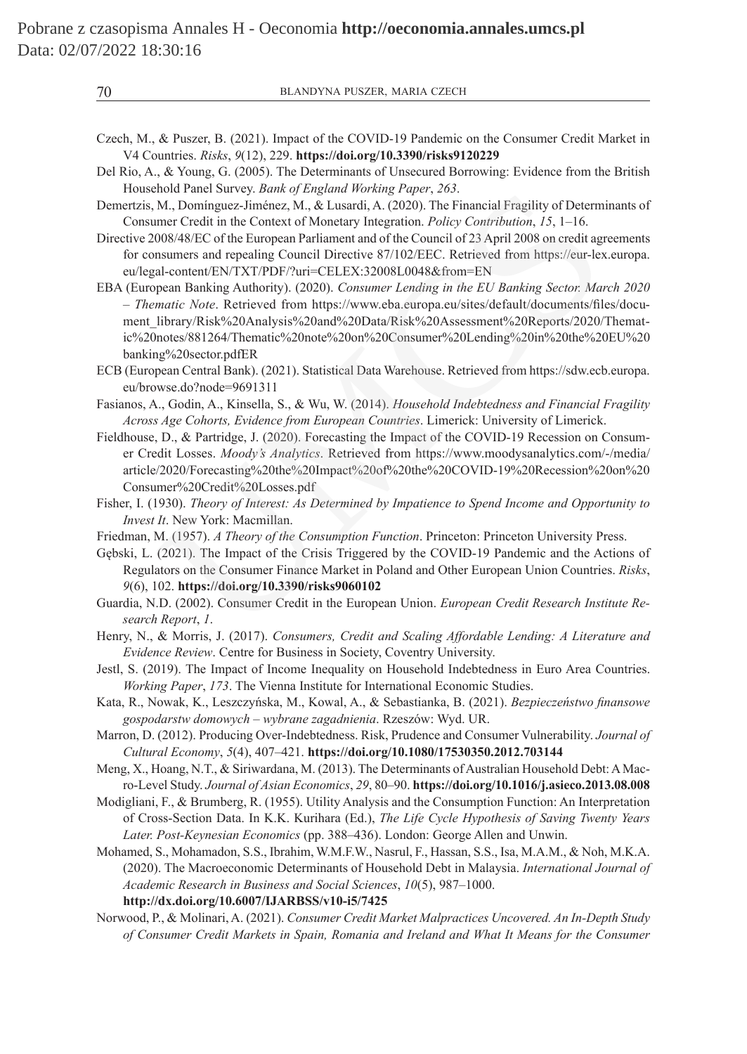Czech, M., & Puszer, B. (2021). Impact of the COVID-19 Pandemic on the Consumer Credit Market in V4 Countries. *Risks*, *9*(12), 229. **https://doi.org/10.3390/risks9120229**

Del Rio, A., & Young, G. (2005). The Determinants of Unsecured Borrowing: Evidence from the British Household Panel Survey. *Bank of England Working Paper*, *263*.

Demertzis, M., Domínguez-Jiménez, M., & Lusardi, A. (2020). The Financial Fragility of Determinants of Consumer Credit in the Context of Monetary Integration. *Policy Contribution*, *15*, 1–16.

Directive 2008/48/EC of the European Parliament and of the Council of 23 April 2008 on credit agreements for consumers and repealing Council Directive 87/102/EEC. Retrieved from https://eur-lex.europa.eu/legal-content/EN/TXT/PDF/?uri=CELEX:32008L0048&from=EN

EBA (European Banking Authority). (2020). *Consumer Lending in the EU Banking Sector. March 2020 – Thematic Note*. Retrieved from https://www.eba.europa.eu/sites/default/documents/files/document_library/Risk%20Analysis%20and%20Data/Risk%20Assessment%20Reports/2020/Thematic%20notes/881264/Thematic%20note%20on%20Consumer%20Lending%20in%20the%20EU%20banking%20sector.pdfER

ECB (European Central Bank). (2021). Statistical Data Warehouse. Retrieved from https://sdw.ecb.europa.eu/browse.do?node=9691311

Fasianos, A., Godin, A., Kinsella, S., & Wu, W. (2014). *Household Indebtedness and Financial Fragility Across Age Cohorts, Evidence from European Countries*. Limerick: University of Limerick.

Fieldhouse, D., & Partridge, J. (2020). Forecasting the Impact of the COVID-19 Recession on Consumer Credit Losses. *Moody's Analytics*. Retrieved from https://www.moodysanalytics.com/-/media/article/2020/Forecasting%20the%20Impact%20of%20the%20COVID-19%20Recession%20on%20Consumer%20Credit%20Losses.pdf

Fisher, I. (1930). *Theory of Interest: As Determined by Impatience to Spend Income and Opportunity to Invest It*. New York: Macmillan.

Friedman, M. (1957). *A Theory of the Consumption Function*. Princeton: Princeton University Press.

Gębski, L. (2021). The Impact of the Crisis Triggered by the COVID-19 Pandemic and the Actions of Regulators on the Consumer Finance Market in Poland and Other European Union Countries. *Risks*, *9*(6), 102. **https://doi.org/10.3390/risks9060102**

Guardia, N.D. (2002). Consumer Credit in the European Union. *European Credit Research Institute Research Report*, *1*.

Henry, N., & Morris, J. (2017). *Consumers, Credit and Scaling Affordable Lending: A Literature and Evidence Review*. Centre for Business in Society, Coventry University.

Jestl, S. (2019). The Impact of Income Inequality on Household Indebtedness in Euro Area Countries. *Working Paper*, *173*. The Vienna Institute for International Economic Studies.

Kata, R., Nowak, K., Leszczyńska, M., Kowal, A., & Sebastianka, B. (2021). *Bezpieczeństwo finansowe gospodarstw domowych – wybrane zagadnienia*. Rzeszów: Wyd. UR.

Marron, D. (2012). Producing Over-Indebtedness. Risk, Prudence and Consumer Vulnerability. *Journal of Cultural Economy*, *5*(4), 407–421. **https://doi.org/10.1080/17530350.2012.703144**

Meng, X., Hoang, N.T., & Siriwardana, M. (2013). The Determinants of Australian Household Debt: A Macro-Level Study. *Journal of Asian Economics*, *29*, 80–90. **https://doi.org/10.1016/j.asieco.2013.08.008**

Modigliani, F., & Brumberg, R. (1955). Utility Analysis and the Consumption Function: An Interpretation of Cross-Section Data. In K.K. Kurihara (Ed.), *The Life Cycle Hypothesis of Saving Twenty Years Later. Post-Keynesian Economics* (pp. 388–436). London: George Allen and Unwin.

Mohamed, S., Mohamadon, S.S., Ibrahim, W.M.F.W., Nasrul, F., Hassan, S.S., Isa, M.A.M., & Noh, M.K.A. (2020). The Macroeconomic Determinants of Household Debt in Malaysia. *International Journal of Academic Research in Business and Social Sciences*, *10*(5), 987–1000. **http://dx.doi.org/10.6007/IJARBSS/v10-i5/7425**

Norwood, P., & Molinari, A. (2021). *Consumer Credit Market Malpractices Uncovered. An In-Depth Study of Consumer Credit Markets in Spain, Romania and Ireland and What It Means for the Consumer*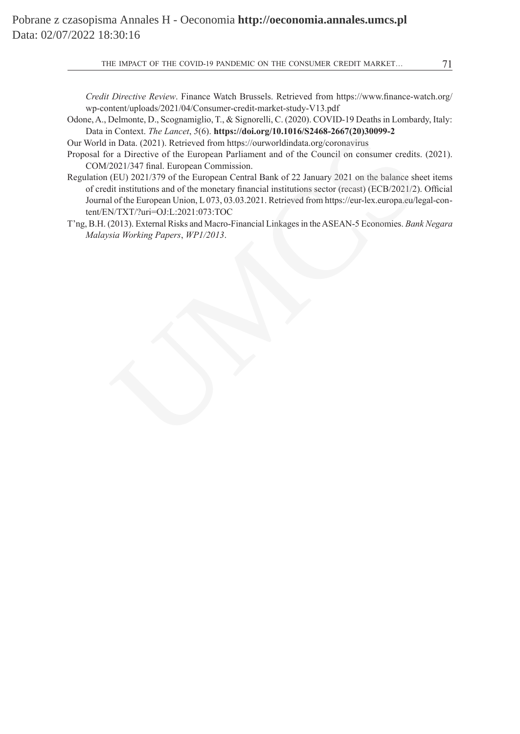*Credit Directive Review*. Finance Watch Brussels. Retrieved from https://www.finance-watch.org/wp-content/uploads/2021/04/Consumer-credit-market-study-V13.pdf

Odone, A., Delmonte, D., Scognamiglio, T., & Signorelli, C. (2020). COVID-19 Deaths in Lombardy, Italy: Data in Context. *The Lancet*, *5*(6). **https://doi.org/10.1016/S2468-2667(20)30099-2**

Our World in Data. (2021). Retrieved from https://ourworldindata.org/coronavirus

Proposal for a Directive of the European Parliament and of the Council on consumer credits. (2021). COM/2021/347 final. European Commission.

Regulation (EU) 2021/379 of the European Central Bank of 22 January 2021 on the balance sheet items of credit institutions and of the monetary financial institutions sector (recast) (ECB/2021/2). Official Journal of the European Union, L 073, 03.03.2021. Retrieved from https://eur-lex.europa.eu/legal-content/EN/TXT/?uri=OJ:L:2021:073:TOC

T'ng, B.H. (2013). External Risks and Macro-Financial Linkages in the ASEAN-5 Economies. *Bank Negara Malaysia Working Papers*, *WP1/2013*.